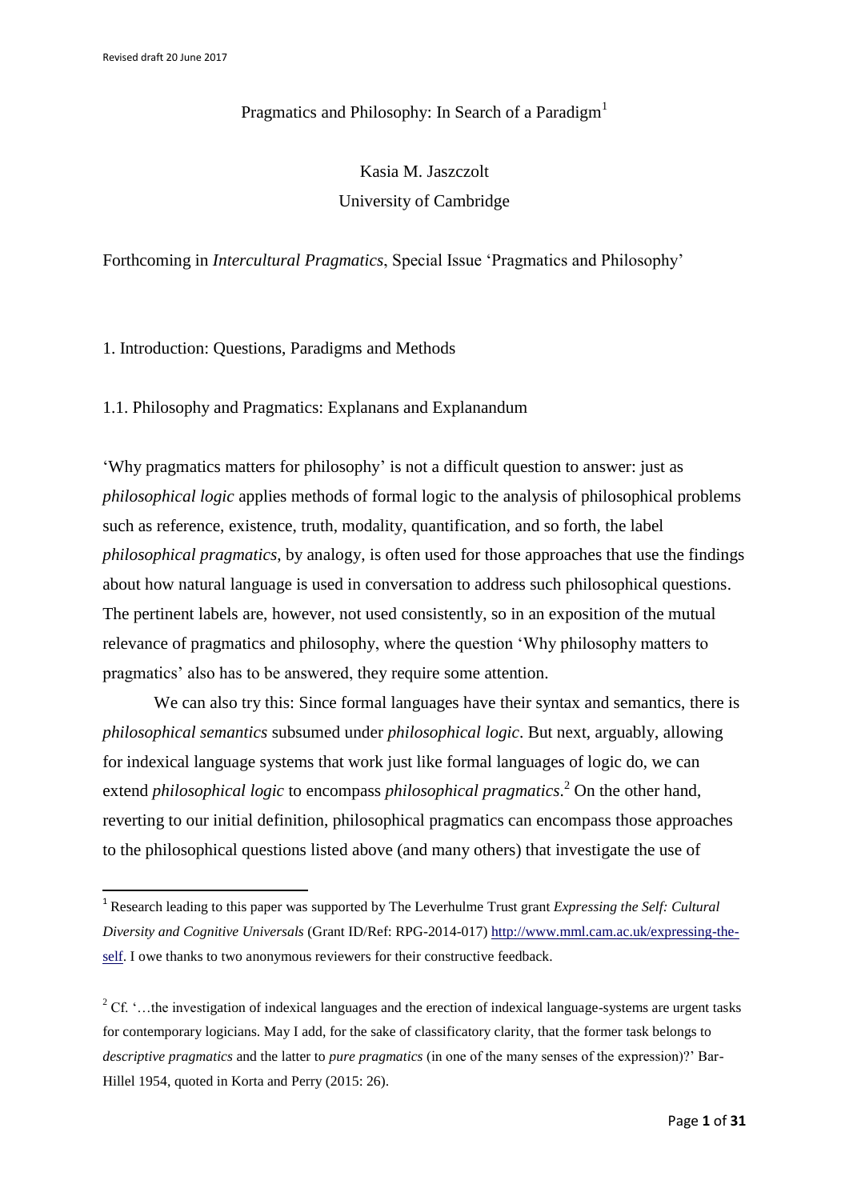# Pragmatics and Philosophy: In Search of a Paradigm[1]

Kasia M. Jaszczolt

University of Cambridge

Forthcoming in *Intercultural Pragmatics*, Special Issue 'Pragmatics and Philosophy'

## 1. Introduction: Questions, Paradigms and Methods

### 1.1. Philosophy and Pragmatics: Explanans and Explanandum

'Why pragmatics matters for philosophy' is not a difficult question to answer: just as *philosophical logic* applies methods of formal logic to the analysis of philosophical problems such as reference, existence, truth, modality, quantification, and so forth, the label *philosophical pragmatics*, by analogy, is often used for those approaches that use the findings about how natural language is used in conversation to address such philosophical questions. The pertinent labels are, however, not used consistently, so in an exposition of the mutual relevance of pragmatics and philosophy, where the question 'Why philosophy matters to pragmatics' also has to be answered, they require some attention.

We can also try this: Since formal languages have their syntax and semantics, there is *philosophical semantics* subsumed under *philosophical logic*. But next, arguably, allowing for indexical language systems that work just like formal languages of logic do, we can extend *philosophical logic* to encompass *philosophical pragmatics*.[2] On the other hand, reverting to our initial definition, philosophical pragmatics can encompass those approaches to the philosophical questions listed above (and many others) that investigate the use of

---

[1] Research leading to this paper was supported by The Leverhulme Trust grant *Expressing the Self: Cultural Diversity and Cognitive Universals* (Grant ID/Ref: RPG-2014-017) http://www.mml.cam.ac.uk/expressing-the-self. I owe thanks to two anonymous reviewers for their constructive feedback.

[2] Cf. '…the investigation of indexical languages and the erection of indexical language-systems are urgent tasks for contemporary logicians. May I add, for the sake of classificatory clarity, that the former task belongs to *descriptive pragmatics* and the latter to *pure pragmatics* (in one of the many senses of the expression)?' Bar-Hillel 1954, quoted in Korta and Perry (2015: 26).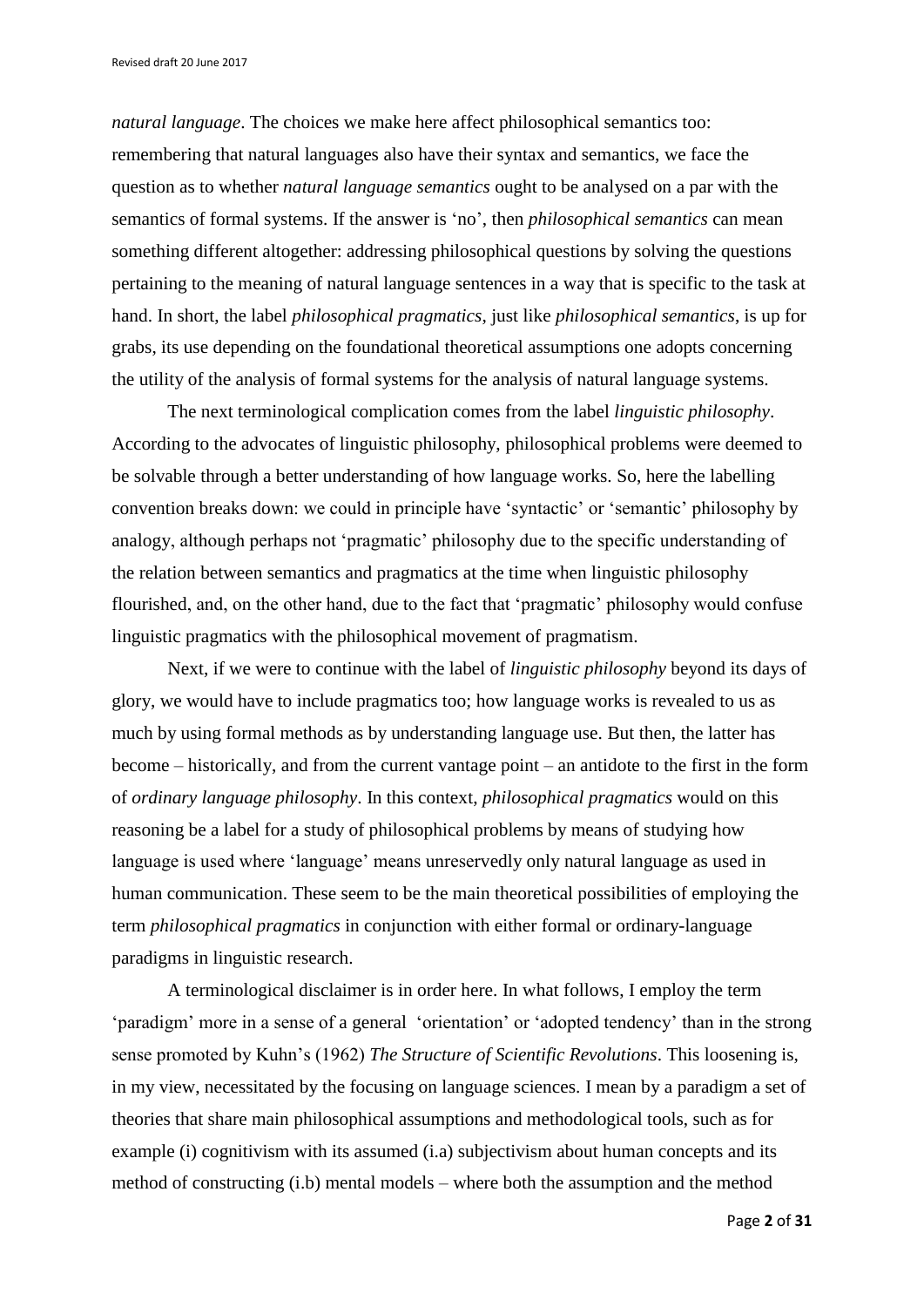*natural language*. The choices we make here affect philosophical semantics too: remembering that natural languages also have their syntax and semantics, we face the question as to whether *natural language semantics* ought to be analysed on a par with the semantics of formal systems. If the answer is 'no', then *philosophical semantics* can mean something different altogether: addressing philosophical questions by solving the questions pertaining to the meaning of natural language sentences in a way that is specific to the task at hand. In short, the label *philosophical pragmatics*, just like *philosophical semantics*, is up for grabs, its use depending on the foundational theoretical assumptions one adopts concerning the utility of the analysis of formal systems for the analysis of natural language systems.

The next terminological complication comes from the label *linguistic philosophy*. According to the advocates of linguistic philosophy, philosophical problems were deemed to be solvable through a better understanding of how language works. So, here the labelling convention breaks down: we could in principle have 'syntactic' or 'semantic' philosophy by analogy, although perhaps not 'pragmatic' philosophy due to the specific understanding of the relation between semantics and pragmatics at the time when linguistic philosophy flourished, and, on the other hand, due to the fact that 'pragmatic' philosophy would confuse linguistic pragmatics with the philosophical movement of pragmatism.

Next, if we were to continue with the label of *linguistic philosophy* beyond its days of glory, we would have to include pragmatics too; how language works is revealed to us as much by using formal methods as by understanding language use. But then, the latter has become – historically, and from the current vantage point – an antidote to the first in the form of *ordinary language philosophy*. In this context, *philosophical pragmatics* would on this reasoning be a label for a study of philosophical problems by means of studying how language is used where 'language' means unreservedly only natural language as used in human communication. These seem to be the main theoretical possibilities of employing the term *philosophical pragmatics* in conjunction with either formal or ordinary-language paradigms in linguistic research.

A terminological disclaimer is in order here. In what follows, I employ the term 'paradigm' more in a sense of a general 'orientation' or 'adopted tendency' than in the strong sense promoted by Kuhn's (1962) *The Structure of Scientific Revolutions*. This loosening is, in my view, necessitated by the focusing on language sciences. I mean by a paradigm a set of theories that share main philosophical assumptions and methodological tools, such as for example (i) cognitivism with its assumed (i.a) subjectivism about human concepts and its method of constructing (i.b) mental models – where both the assumption and the method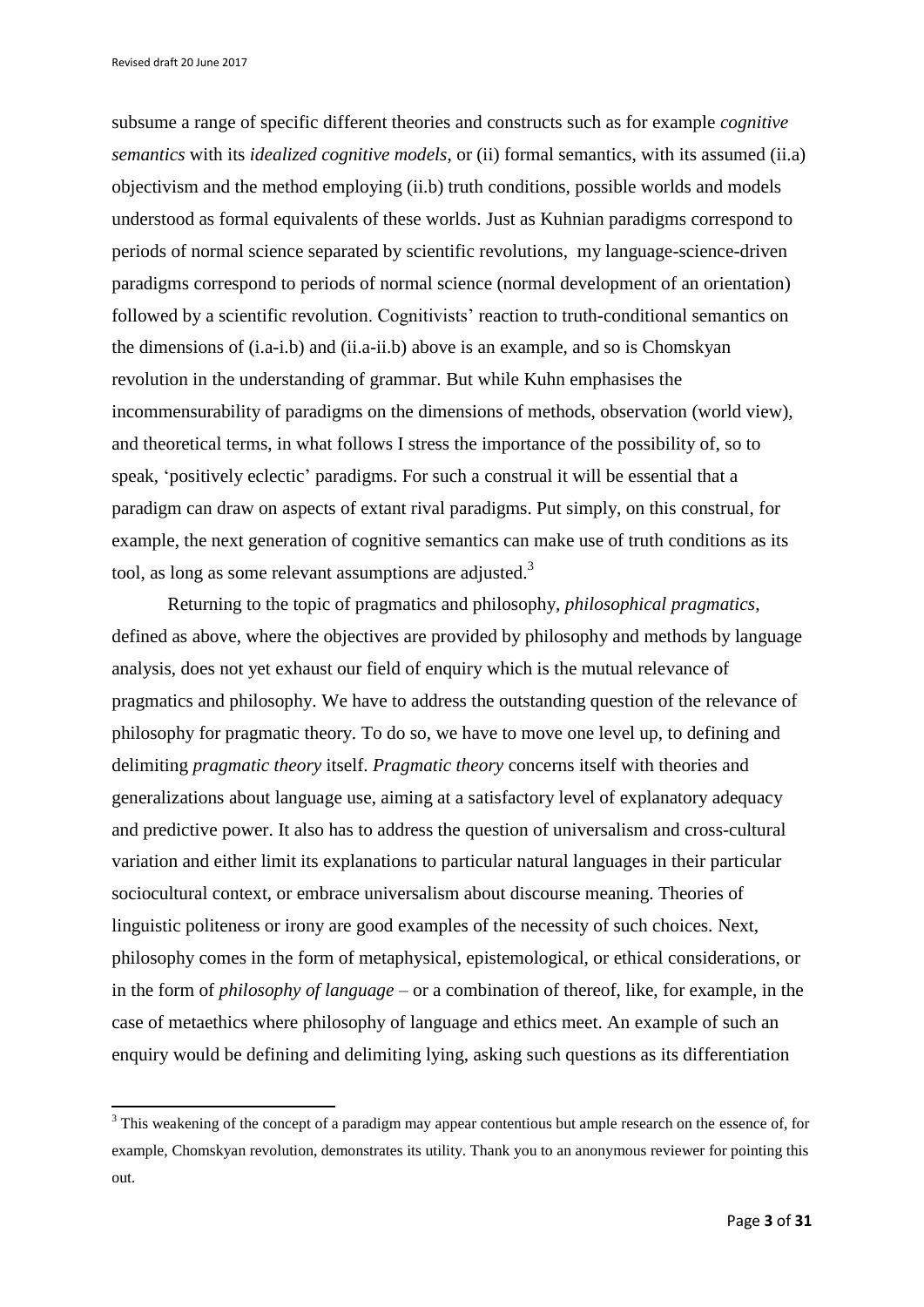subsume a range of specific different theories and constructs such as for example *cognitive semantics* with its *idealized cognitive models*, or (ii) formal semantics, with its assumed (ii.a) objectivism and the method employing (ii.b) truth conditions, possible worlds and models understood as formal equivalents of these worlds. Just as Kuhnian paradigms correspond to periods of normal science separated by scientific revolutions, my language-science-driven paradigms correspond to periods of normal science (normal development of an orientation) followed by a scientific revolution. Cognitivists' reaction to truth-conditional semantics on the dimensions of (i.a-i.b) and (ii.a-ii.b) above is an example, and so is Chomskyan revolution in the understanding of grammar. But while Kuhn emphasises the incommensurability of paradigms on the dimensions of methods, observation (world view), and theoretical terms, in what follows I stress the importance of the possibility of, so to speak, 'positively eclectic' paradigms. For such a construal it will be essential that a paradigm can draw on aspects of extant rival paradigms. Put simply, on this construal, for example, the next generation of cognitive semantics can make use of truth conditions as its tool, as long as some relevant assumptions are adjusted.[3]

Returning to the topic of pragmatics and philosophy, *philosophical pragmatics*, defined as above, where the objectives are provided by philosophy and methods by language analysis, does not yet exhaust our field of enquiry which is the mutual relevance of pragmatics and philosophy. We have to address the outstanding question of the relevance of philosophy for pragmatic theory. To do so, we have to move one level up, to defining and delimiting *pragmatic theory* itself. *Pragmatic theory* concerns itself with theories and generalizations about language use, aiming at a satisfactory level of explanatory adequacy and predictive power. It also has to address the question of universalism and cross-cultural variation and either limit its explanations to particular natural languages in their particular sociocultural context, or embrace universalism about discourse meaning. Theories of linguistic politeness or irony are good examples of the necessity of such choices. Next, philosophy comes in the form of metaphysical, epistemological, or ethical considerations, or in the form of *philosophy of language* – or a combination of thereof, like, for example, in the case of metaethics where philosophy of language and ethics meet. An example of such an enquiry would be defining and delimiting lying, asking such questions as its differentiation

[3] This weakening of the concept of a paradigm may appear contentious but ample research on the essence of, for example, Chomskyan revolution, demonstrates its utility. Thank you to an anonymous reviewer for pointing this out.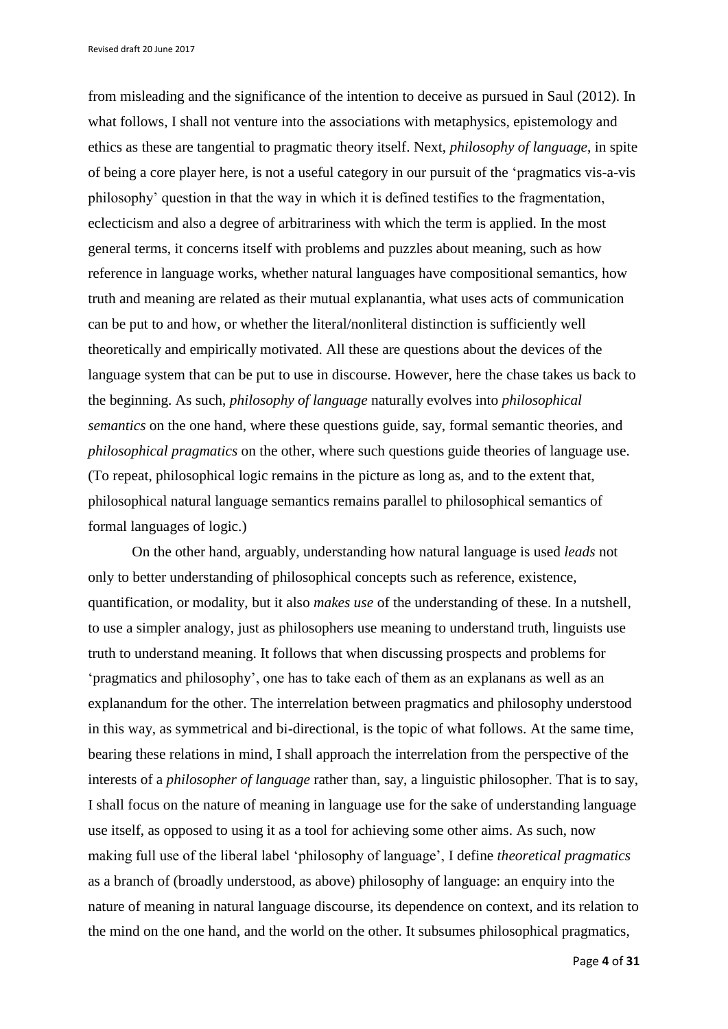from misleading and the significance of the intention to deceive as pursued in Saul (2012). In what follows, I shall not venture into the associations with metaphysics, epistemology and ethics as these are tangential to pragmatic theory itself. Next, *philosophy of language*, in spite of being a core player here, is not a useful category in our pursuit of the 'pragmatics vis-a-vis philosophy' question in that the way in which it is defined testifies to the fragmentation, eclecticism and also a degree of arbitrariness with which the term is applied. In the most general terms, it concerns itself with problems and puzzles about meaning, such as how reference in language works, whether natural languages have compositional semantics, how truth and meaning are related as their mutual explanantia, what uses acts of communication can be put to and how, or whether the literal/nonliteral distinction is sufficiently well theoretically and empirically motivated. All these are questions about the devices of the language system that can be put to use in discourse. However, here the chase takes us back to the beginning. As such, *philosophy of language* naturally evolves into *philosophical semantics* on the one hand, where these questions guide, say, formal semantic theories, and *philosophical pragmatics* on the other, where such questions guide theories of language use. (To repeat, philosophical logic remains in the picture as long as, and to the extent that, philosophical natural language semantics remains parallel to philosophical semantics of formal languages of logic.)

On the other hand, arguably, understanding how natural language is used *leads* not only to better understanding of philosophical concepts such as reference, existence, quantification, or modality, but it also *makes use* of the understanding of these. In a nutshell, to use a simpler analogy, just as philosophers use meaning to understand truth, linguists use truth to understand meaning. It follows that when discussing prospects and problems for 'pragmatics and philosophy', one has to take each of them as an explanans as well as an explanandum for the other. The interrelation between pragmatics and philosophy understood in this way, as symmetrical and bi-directional, is the topic of what follows. At the same time, bearing these relations in mind, I shall approach the interrelation from the perspective of the interests of a *philosopher of language* rather than, say, a linguistic philosopher. That is to say, I shall focus on the nature of meaning in language use for the sake of understanding language use itself, as opposed to using it as a tool for achieving some other aims. As such, now making full use of the liberal label 'philosophy of language', I define *theoretical pragmatics* as a branch of (broadly understood, as above) philosophy of language: an enquiry into the nature of meaning in natural language discourse, its dependence on context, and its relation to the mind on the one hand, and the world on the other. It subsumes philosophical pragmatics,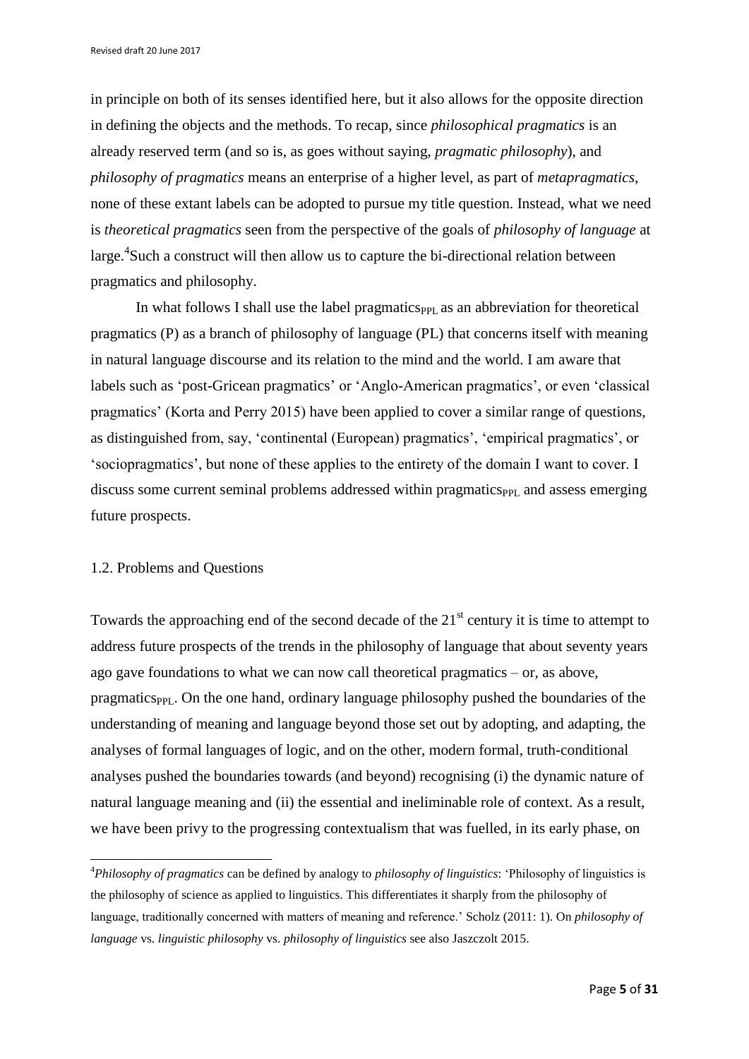in principle on both of its senses identified here, but it also allows for the opposite direction in defining the objects and the methods. To recap, since *philosophical pragmatics* is an already reserved term (and so is, as goes without saying, *pragmatic philosophy*), and *philosophy of pragmatics* means an enterprise of a higher level, as part of *metapragmatics*, none of these extant labels can be adopted to pursue my title question. Instead, what we need is *theoretical pragmatics* seen from the perspective of the goals of *philosophy of language* at large.[4]Such a construct will then allow us to capture the bi-directional relation between pragmatics and philosophy.

In what follows I shall use the label pragmatics$_{\mathrm{PPL}}$ as an abbreviation for theoretical pragmatics (P) as a branch of philosophy of language (PL) that concerns itself with meaning in natural language discourse and its relation to the mind and the world. I am aware that labels such as 'post-Gricean pragmatics' or 'Anglo-American pragmatics', or even 'classical pragmatics' (Korta and Perry 2015) have been applied to cover a similar range of questions, as distinguished from, say, 'continental (European) pragmatics', 'empirical pragmatics', or 'sociopragmatics', but none of these applies to the entirety of the domain I want to cover. I discuss some current seminal problems addressed within pragmatics$_{\mathrm{PPL}}$ and assess emerging future prospects.

## 1.2. Problems and Questions

Towards the approaching end of the second decade of the 21st century it is time to attempt to address future prospects of the trends in the philosophy of language that about seventy years ago gave foundations to what we can now call theoretical pragmatics – or, as above, pragmatics$_{\mathrm{PPL}}$. On the one hand, ordinary language philosophy pushed the boundaries of the understanding of meaning and language beyond those set out by adopting, and adapting, the analyses of formal languages of logic, and on the other, modern formal, truth-conditional analyses pushed the boundaries towards (and beyond) recognising (i) the dynamic nature of natural language meaning and (ii) the essential and ineliminable role of context. As a result, we have been privy to the progressing contextualism that was fuelled, in its early phase, on

---

[4]*Philosophy of pragmatics* can be defined by analogy to *philosophy of linguistics*: 'Philosophy of linguistics is the philosophy of science as applied to linguistics. This differentiates it sharply from the philosophy of language, traditionally concerned with matters of meaning and reference.' Scholz (2011: 1). On *philosophy of language* vs. *linguistic philosophy* vs. *philosophy of linguistics* see also Jaszczolt 2015.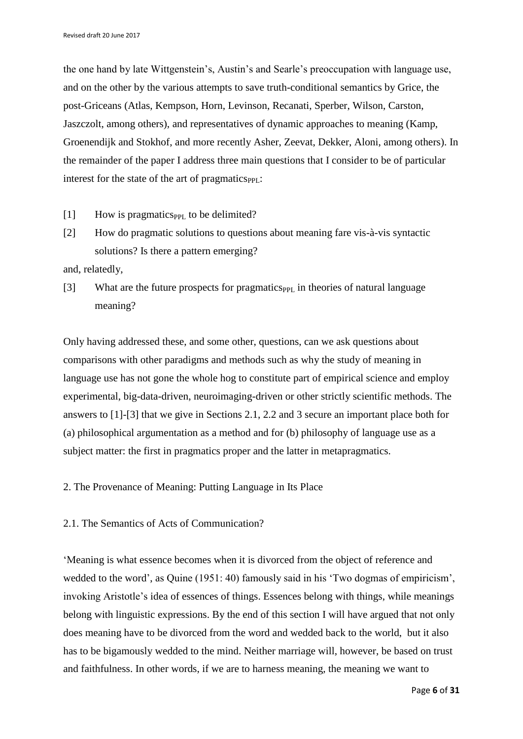the one hand by late Wittgenstein's, Austin's and Searle's preoccupation with language use, and on the other by the various attempts to save truth-conditional semantics by Grice, the post-Griceans (Atlas, Kempson, Horn, Levinson, Recanati, Sperber, Wilson, Carston, Jaszczolt, among others), and representatives of dynamic approaches to meaning (Kamp, Groenendijk and Stokhof, and more recently Asher, Zeevat, Dekker, Aloni, among others). In the remainder of the paper I address three main questions that I consider to be of particular interest for the state of the art of pragmatics$_{PPL}$:

[1] How is pragmatics$_{PPL}$ to be delimited?

[2] How do pragmatic solutions to questions about meaning fare vis-à-vis syntactic solutions? Is there a pattern emerging?

and, relatedly,

[3] What are the future prospects for pragmatics$_{PPL}$ in theories of natural language meaning?

Only having addressed these, and some other, questions, can we ask questions about comparisons with other paradigms and methods such as why the study of meaning in language use has not gone the whole hog to constitute part of empirical science and employ experimental, big-data-driven, neuroimaging-driven or other strictly scientific methods. The answers to [1]-[3] that we give in Sections 2.1, 2.2 and 3 secure an important place both for (a) philosophical argumentation as a method and for (b) philosophy of language use as a subject matter: the first in pragmatics proper and the latter in metapragmatics.

## 2. The Provenance of Meaning: Putting Language in Its Place

### 2.1. The Semantics of Acts of Communication?

'Meaning is what essence becomes when it is divorced from the object of reference and wedded to the word', as Quine (1951: 40) famously said in his 'Two dogmas of empiricism', invoking Aristotle's idea of essences of things. Essences belong with things, while meanings belong with linguistic expressions. By the end of this section I will have argued that not only does meaning have to be divorced from the word and wedded back to the world, but it also has to be bigamously wedded to the mind. Neither marriage will, however, be based on trust and faithfulness. In other words, if we are to harness meaning, the meaning we want to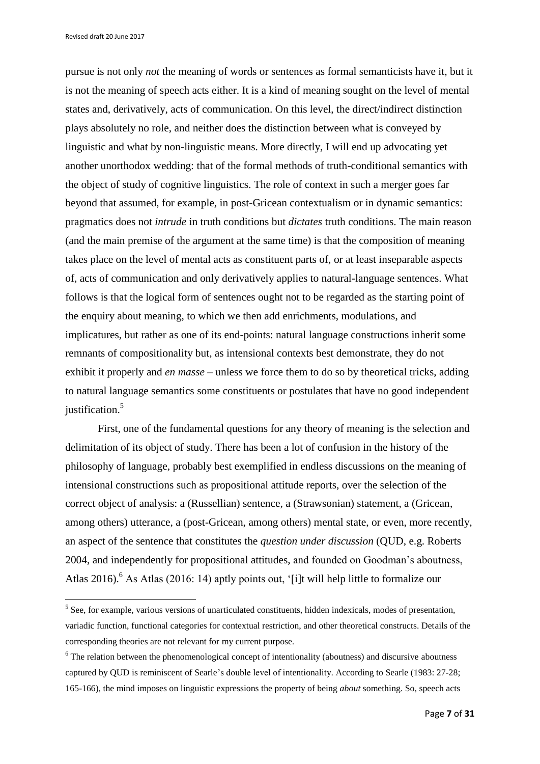pursue is not only *not* the meaning of words or sentences as formal semanticists have it, but it is not the meaning of speech acts either. It is a kind of meaning sought on the level of mental states and, derivatively, acts of communication. On this level, the direct/indirect distinction plays absolutely no role, and neither does the distinction between what is conveyed by linguistic and what by non-linguistic means. More directly, I will end up advocating yet another unorthodox wedding: that of the formal methods of truth-conditional semantics with the object of study of cognitive linguistics. The role of context in such a merger goes far beyond that assumed, for example, in post-Gricean contextualism or in dynamic semantics: pragmatics does not *intrude* in truth conditions but *dictates* truth conditions. The main reason (and the main premise of the argument at the same time) is that the composition of meaning takes place on the level of mental acts as constituent parts of, or at least inseparable aspects of, acts of communication and only derivatively applies to natural-language sentences. What follows is that the logical form of sentences ought not to be regarded as the starting point of the enquiry about meaning, to which we then add enrichments, modulations, and implicatures, but rather as one of its end-points: natural language constructions inherit some remnants of compositionality but, as intensional contexts best demonstrate, they do not exhibit it properly and *en masse* – unless we force them to do so by theoretical tricks, adding to natural language semantics some constituents or postulates that have no good independent justification.[5]

First, one of the fundamental questions for any theory of meaning is the selection and delimitation of its object of study. There has been a lot of confusion in the history of the philosophy of language, probably best exemplified in endless discussions on the meaning of intensional constructions such as propositional attitude reports, over the selection of the correct object of analysis: a (Russellian) sentence, a (Strawsonian) statement, a (Gricean, among others) utterance, a (post-Gricean, among others) mental state, or even, more recently, an aspect of the sentence that constitutes the *question under discussion* (QUD, e.g. Roberts 2004, and independently for propositional attitudes, and founded on Goodman's aboutness, Atlas 2016).[6] As Atlas (2016: 14) aptly points out, '[i]t will help little to formalize our

---

[5] See, for example, various versions of unarticulated constituents, hidden indexicals, modes of presentation, variadic function, functional categories for contextual restriction, and other theoretical constructs. Details of the corresponding theories are not relevant for my current purpose.

[6] The relation between the phenomenological concept of intentionality (aboutness) and discursive aboutness captured by QUD is reminiscent of Searle's double level of intentionality. According to Searle (1983: 27-28; 165-166), the mind imposes on linguistic expressions the property of being *about* something. So, speech acts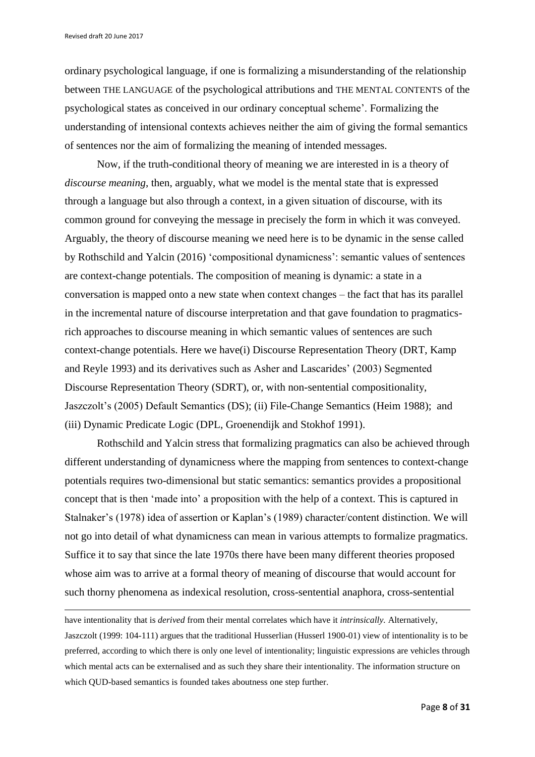ordinary psychological language, if one is formalizing a misunderstanding of the relationship between THE LANGUAGE of the psychological attributions and THE MENTAL CONTENTS of the psychological states as conceived in our ordinary conceptual scheme'. Formalizing the understanding of intensional contexts achieves neither the aim of giving the formal semantics of sentences nor the aim of formalizing the meaning of intended messages.

Now, if the truth-conditional theory of meaning we are interested in is a theory of *discourse meaning*, then, arguably, what we model is the mental state that is expressed through a language but also through a context, in a given situation of discourse, with its common ground for conveying the message in precisely the form in which it was conveyed. Arguably, the theory of discourse meaning we need here is to be dynamic in the sense called by Rothschild and Yalcin (2016) 'compositional dynamicness': semantic values of sentences are context-change potentials. The composition of meaning is dynamic: a state in a conversation is mapped onto a new state when context changes – the fact that has its parallel in the incremental nature of discourse interpretation and that gave foundation to pragmatics-rich approaches to discourse meaning in which semantic values of sentences are such context-change potentials. Here we have(i) Discourse Representation Theory (DRT, Kamp and Reyle 1993) and its derivatives such as Asher and Lascarides' (2003) Segmented Discourse Representation Theory (SDRT), or, with non-sentential compositionality, Jaszczolt's (2005) Default Semantics (DS); (ii) File-Change Semantics (Heim 1988); and (iii) Dynamic Predicate Logic (DPL, Groenendijk and Stokhof 1991).

Rothschild and Yalcin stress that formalizing pragmatics can also be achieved through different understanding of dynamicness where the mapping from sentences to context-change potentials requires two-dimensional but static semantics: semantics provides a propositional concept that is then 'made into' a proposition with the help of a context. This is captured in Stalnaker's (1978) idea of assertion or Kaplan's (1989) character/content distinction. We will not go into detail of what dynamicness can mean in various attempts to formalize pragmatics. Suffice it to say that since the late 1970s there have been many different theories proposed whose aim was to arrive at a formal theory of meaning of discourse that would account for such thorny phenomena as indexical resolution, cross-sentential anaphora, cross-sentential

have intentionality that is *derived* from their mental correlates which have it *intrinsically.* Alternatively, Jaszczolt (1999: 104-111) argues that the traditional Husserlian (Husserl 1900-01) view of intentionality is to be preferred, according to which there is only one level of intentionality; linguistic expressions are vehicles through which mental acts can be externalised and as such they share their intentionality. The information structure on which QUD-based semantics is founded takes aboutness one step further.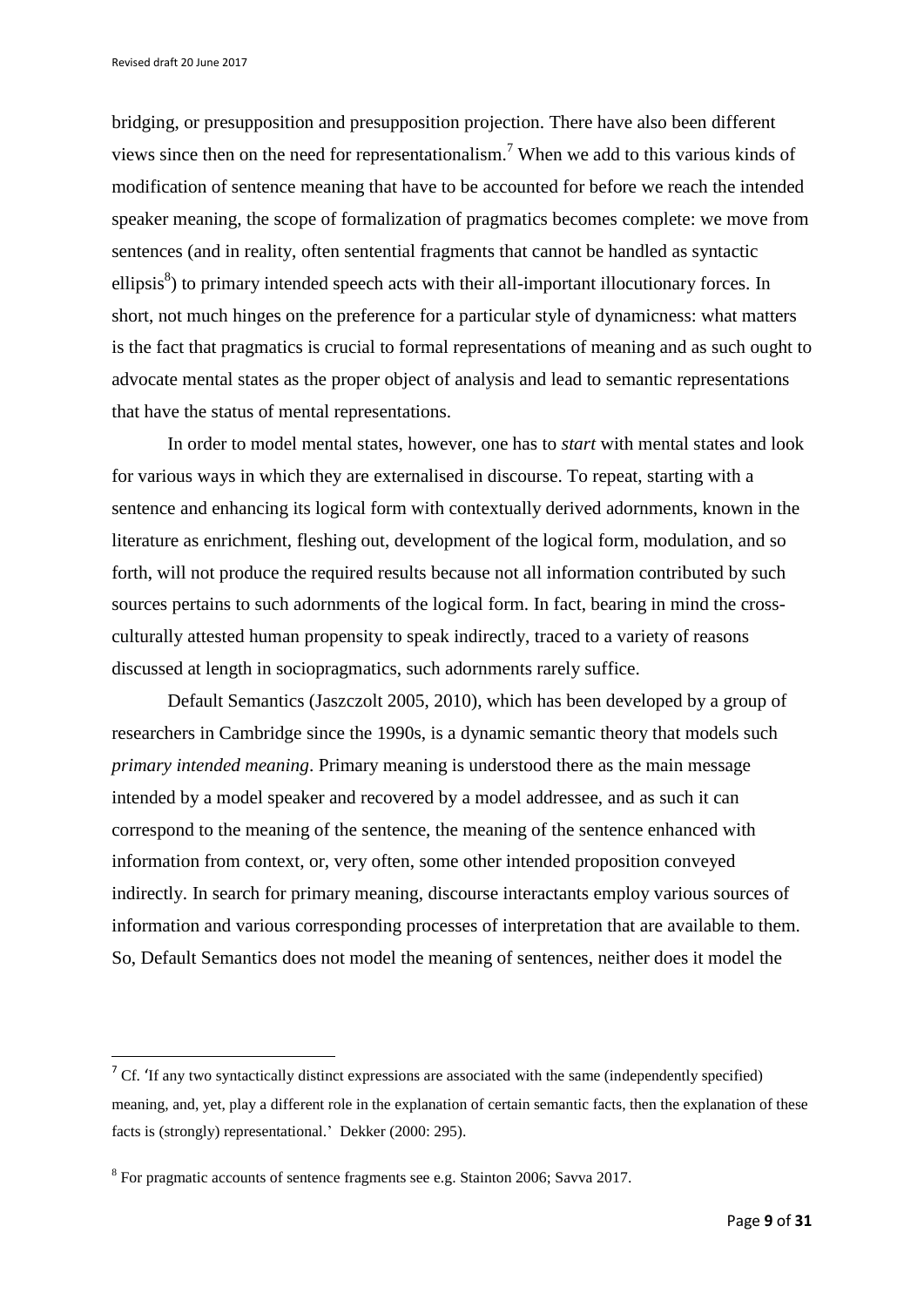bridging, or presupposition and presupposition projection. There have also been different views since then on the need for representationalism.[7] When we add to this various kinds of modification of sentence meaning that have to be accounted for before we reach the intended speaker meaning, the scope of formalization of pragmatics becomes complete: we move from sentences (and in reality, often sentential fragments that cannot be handled as syntactic ellipsis[8]) to primary intended speech acts with their all-important illocutionary forces. In short, not much hinges on the preference for a particular style of dynamicness: what matters is the fact that pragmatics is crucial to formal representations of meaning and as such ought to advocate mental states as the proper object of analysis and lead to semantic representations that have the status of mental representations.

In order to model mental states, however, one has to *start* with mental states and look for various ways in which they are externalised in discourse. To repeat, starting with a sentence and enhancing its logical form with contextually derived adornments, known in the literature as enrichment, fleshing out, development of the logical form, modulation, and so forth, will not produce the required results because not all information contributed by such sources pertains to such adornments of the logical form. In fact, bearing in mind the cross-culturally attested human propensity to speak indirectly, traced to a variety of reasons discussed at length in sociopragmatics, such adornments rarely suffice.

Default Semantics (Jaszczolt 2005, 2010), which has been developed by a group of researchers in Cambridge since the 1990s, is a dynamic semantic theory that models such *primary intended meaning*. Primary meaning is understood there as the main message intended by a model speaker and recovered by a model addressee, and as such it can correspond to the meaning of the sentence, the meaning of the sentence enhanced with information from context, or, very often, some other intended proposition conveyed indirectly. In search for primary meaning, discourse interactants employ various sources of information and various corresponding processes of interpretation that are available to them. So, Default Semantics does not model the meaning of sentences, neither does it model the

---

[7] Cf. 'If any two syntactically distinct expressions are associated with the same (independently specified) meaning, and, yet, play a different role in the explanation of certain semantic facts, then the explanation of these facts is (strongly) representational.' Dekker (2000: 295).

[8] For pragmatic accounts of sentence fragments see e.g. Stainton 2006; Savva 2017.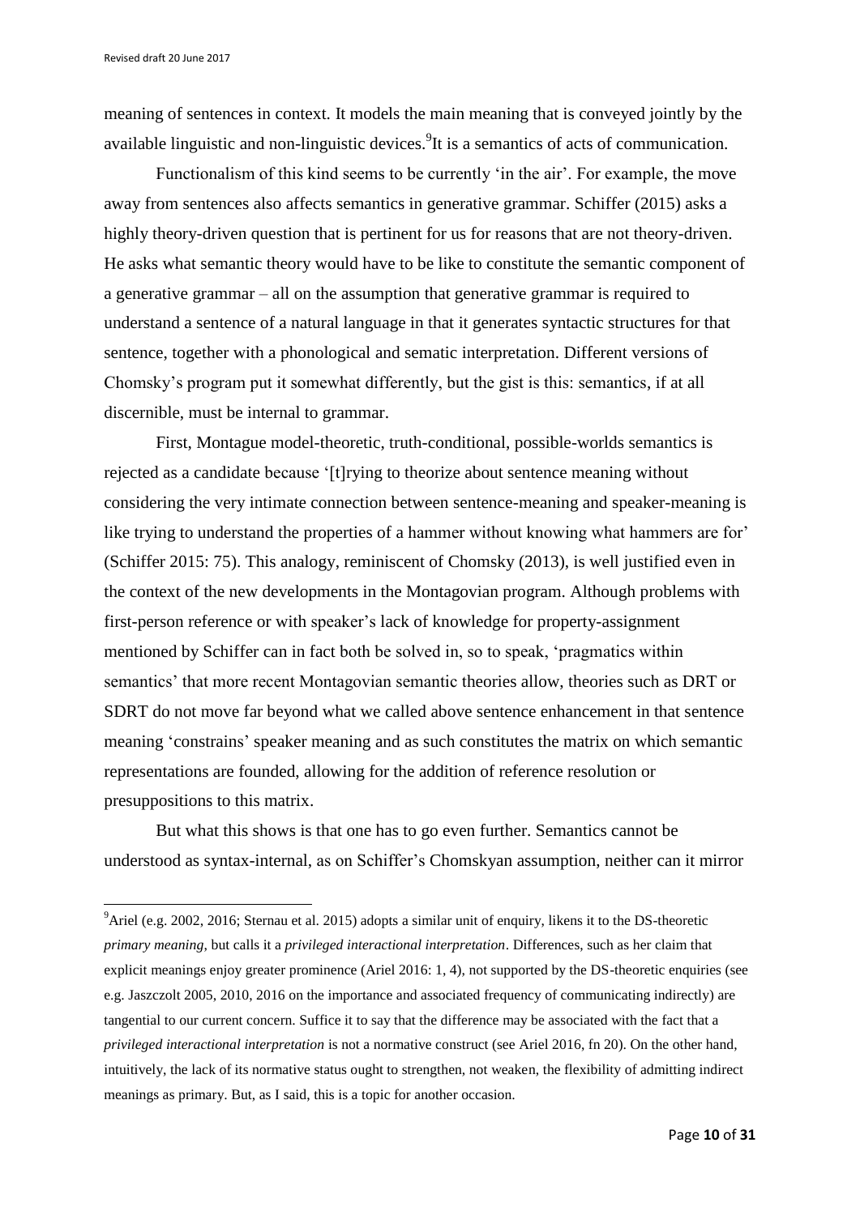meaning of sentences in context. It models the main meaning that is conveyed jointly by the available linguistic and non-linguistic devices.[9] It is a semantics of acts of communication.

Functionalism of this kind seems to be currently 'in the air'. For example, the move away from sentences also affects semantics in generative grammar. Schiffer (2015) asks a highly theory-driven question that is pertinent for us for reasons that are not theory-driven. He asks what semantic theory would have to be like to constitute the semantic component of a generative grammar – all on the assumption that generative grammar is required to understand a sentence of a natural language in that it generates syntactic structures for that sentence, together with a phonological and sematic interpretation. Different versions of Chomsky's program put it somewhat differently, but the gist is this: semantics, if at all discernible, must be internal to grammar.

First, Montague model-theoretic, truth-conditional, possible-worlds semantics is rejected as a candidate because '[t]rying to theorize about sentence meaning without considering the very intimate connection between sentence-meaning and speaker-meaning is like trying to understand the properties of a hammer without knowing what hammers are for' (Schiffer 2015: 75). This analogy, reminiscent of Chomsky (2013), is well justified even in the context of the new developments in the Montagovian program. Although problems with first-person reference or with speaker's lack of knowledge for property-assignment mentioned by Schiffer can in fact both be solved in, so to speak, 'pragmatics within semantics' that more recent Montagovian semantic theories allow, theories such as DRT or SDRT do not move far beyond what we called above sentence enhancement in that sentence meaning 'constrains' speaker meaning and as such constitutes the matrix on which semantic representations are founded, allowing for the addition of reference resolution or presuppositions to this matrix.

But what this shows is that one has to go even further. Semantics cannot be understood as syntax-internal, as on Schiffer's Chomskyan assumption, neither can it mirror

---

[9] Ariel (e.g. 2002, 2016; Sternau et al. 2015) adopts a similar unit of enquiry, likens it to the DS-theoretic *primary meaning*, but calls it a *privileged interactional interpretation*. Differences, such as her claim that explicit meanings enjoy greater prominence (Ariel 2016: 1, 4), not supported by the DS-theoretic enquiries (see e.g. Jaszczolt 2005, 2010, 2016 on the importance and associated frequency of communicating indirectly) are tangential to our current concern. Suffice it to say that the difference may be associated with the fact that a *privileged interactional interpretation* is not a normative construct (see Ariel 2016, fn 20). On the other hand, intuitively, the lack of its normative status ought to strengthen, not weaken, the flexibility of admitting indirect meanings as primary. But, as I said, this is a topic for another occasion.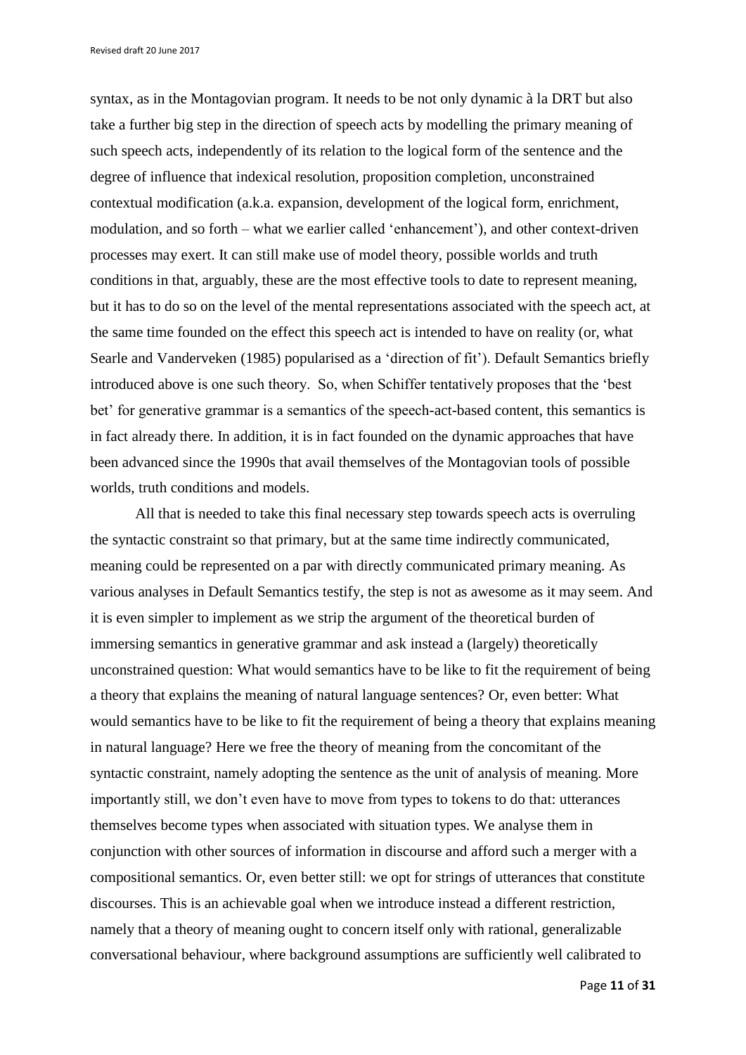syntax, as in the Montagovian program. It needs to be not only dynamic à la DRT but also take a further big step in the direction of speech acts by modelling the primary meaning of such speech acts, independently of its relation to the logical form of the sentence and the degree of influence that indexical resolution, proposition completion, unconstrained contextual modification (a.k.a. expansion, development of the logical form, enrichment, modulation, and so forth – what we earlier called 'enhancement'), and other context-driven processes may exert. It can still make use of model theory, possible worlds and truth conditions in that, arguably, these are the most effective tools to date to represent meaning, but it has to do so on the level of the mental representations associated with the speech act, at the same time founded on the effect this speech act is intended to have on reality (or, what Searle and Vanderveken (1985) popularised as a 'direction of fit'). Default Semantics briefly introduced above is one such theory. So, when Schiffer tentatively proposes that the 'best bet' for generative grammar is a semantics of the speech-act-based content, this semantics is in fact already there. In addition, it is in fact founded on the dynamic approaches that have been advanced since the 1990s that avail themselves of the Montagovian tools of possible worlds, truth conditions and models.

All that is needed to take this final necessary step towards speech acts is overruling the syntactic constraint so that primary, but at the same time indirectly communicated, meaning could be represented on a par with directly communicated primary meaning. As various analyses in Default Semantics testify, the step is not as awesome as it may seem. And it is even simpler to implement as we strip the argument of the theoretical burden of immersing semantics in generative grammar and ask instead a (largely) theoretically unconstrained question: What would semantics have to be like to fit the requirement of being a theory that explains the meaning of natural language sentences? Or, even better: What would semantics have to be like to fit the requirement of being a theory that explains meaning in natural language? Here we free the theory of meaning from the concomitant of the syntactic constraint, namely adopting the sentence as the unit of analysis of meaning. More importantly still, we don't even have to move from types to tokens to do that: utterances themselves become types when associated with situation types. We analyse them in conjunction with other sources of information in discourse and afford such a merger with a compositional semantics. Or, even better still: we opt for strings of utterances that constitute discourses. This is an achievable goal when we introduce instead a different restriction, namely that a theory of meaning ought to concern itself only with rational, generalizable conversational behaviour, where background assumptions are sufficiently well calibrated to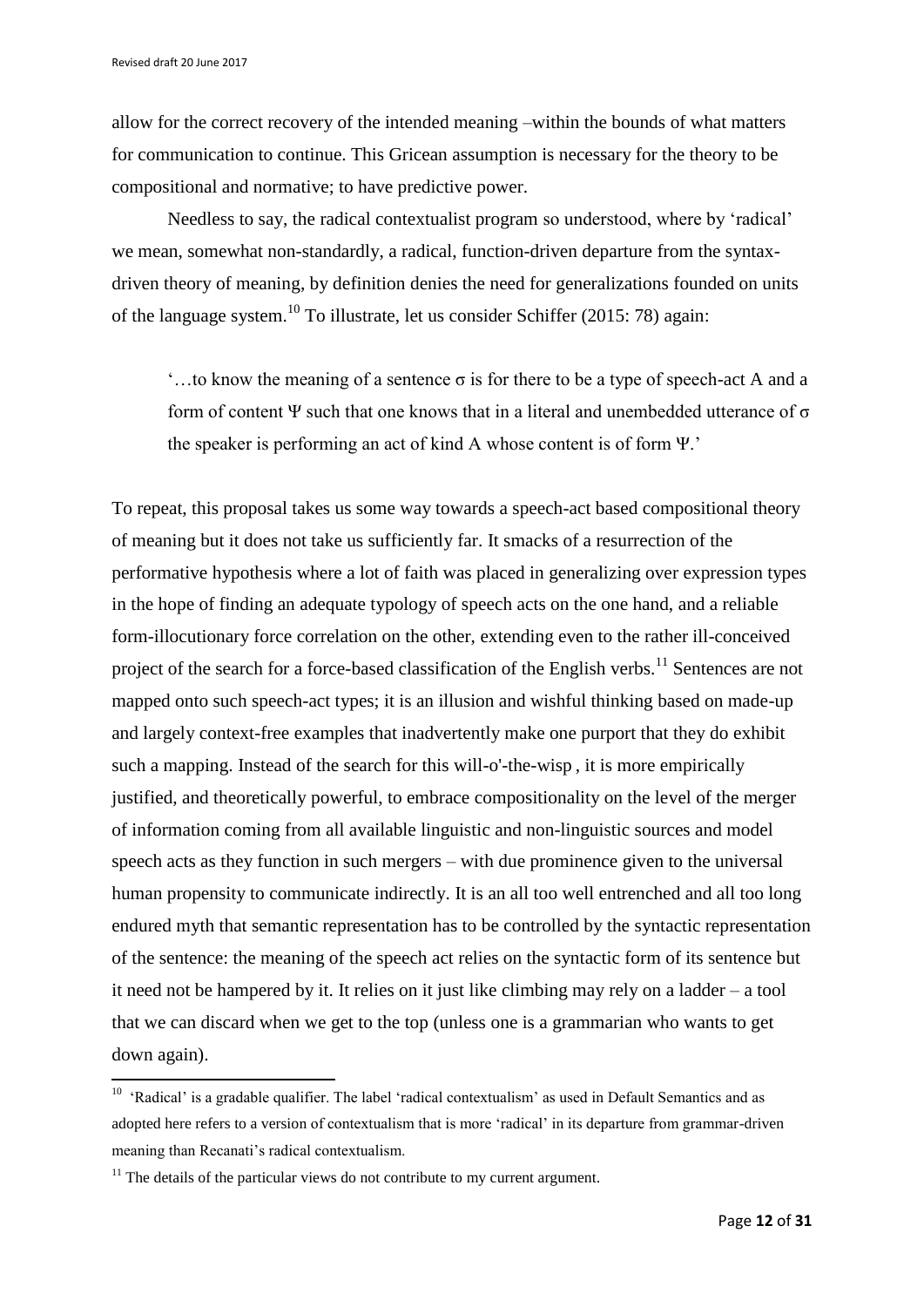allow for the correct recovery of the intended meaning –within the bounds of what matters for communication to continue. This Gricean assumption is necessary for the theory to be compositional and normative; to have predictive power.

Needless to say, the radical contextualist program so understood, where by 'radical' we mean, somewhat non-standardly, a radical, function-driven departure from the syntax-driven theory of meaning, by definition denies the need for generalizations founded on units of the language system.[10] To illustrate, let us consider Schiffer (2015: 78) again:

> '…to know the meaning of a sentence σ is for there to be a type of speech-act A and a form of content Ψ such that one knows that in a literal and unembedded utterance of σ the speaker is performing an act of kind A whose content is of form Ψ.'

To repeat, this proposal takes us some way towards a speech-act based compositional theory of meaning but it does not take us sufficiently far. It smacks of a resurrection of the performative hypothesis where a lot of faith was placed in generalizing over expression types in the hope of finding an adequate typology of speech acts on the one hand, and a reliable form-illocutionary force correlation on the other, extending even to the rather ill-conceived project of the search for a force-based classification of the English verbs.[11] Sentences are not mapped onto such speech-act types; it is an illusion and wishful thinking based on made-up and largely context-free examples that inadvertently make one purport that they do exhibit such a mapping. Instead of the search for this will-o'-the-wisp , it is more empirically justified, and theoretically powerful, to embrace compositionality on the level of the merger of information coming from all available linguistic and non-linguistic sources and model speech acts as they function in such mergers – with due prominence given to the universal human propensity to communicate indirectly. It is an all too well entrenched and all too long endured myth that semantic representation has to be controlled by the syntactic representation of the sentence: the meaning of the speech act relies on the syntactic form of its sentence but it need not be hampered by it. It relies on it just like climbing may rely on a ladder – a tool that we can discard when we get to the top (unless one is a grammarian who wants to get down again).

---

[10] 'Radical' is a gradable qualifier. The label 'radical contextualism' as used in Default Semantics and as adopted here refers to a version of contextualism that is more 'radical' in its departure from grammar-driven meaning than Recanati's radical contextualism.

[11] The details of the particular views do not contribute to my current argument.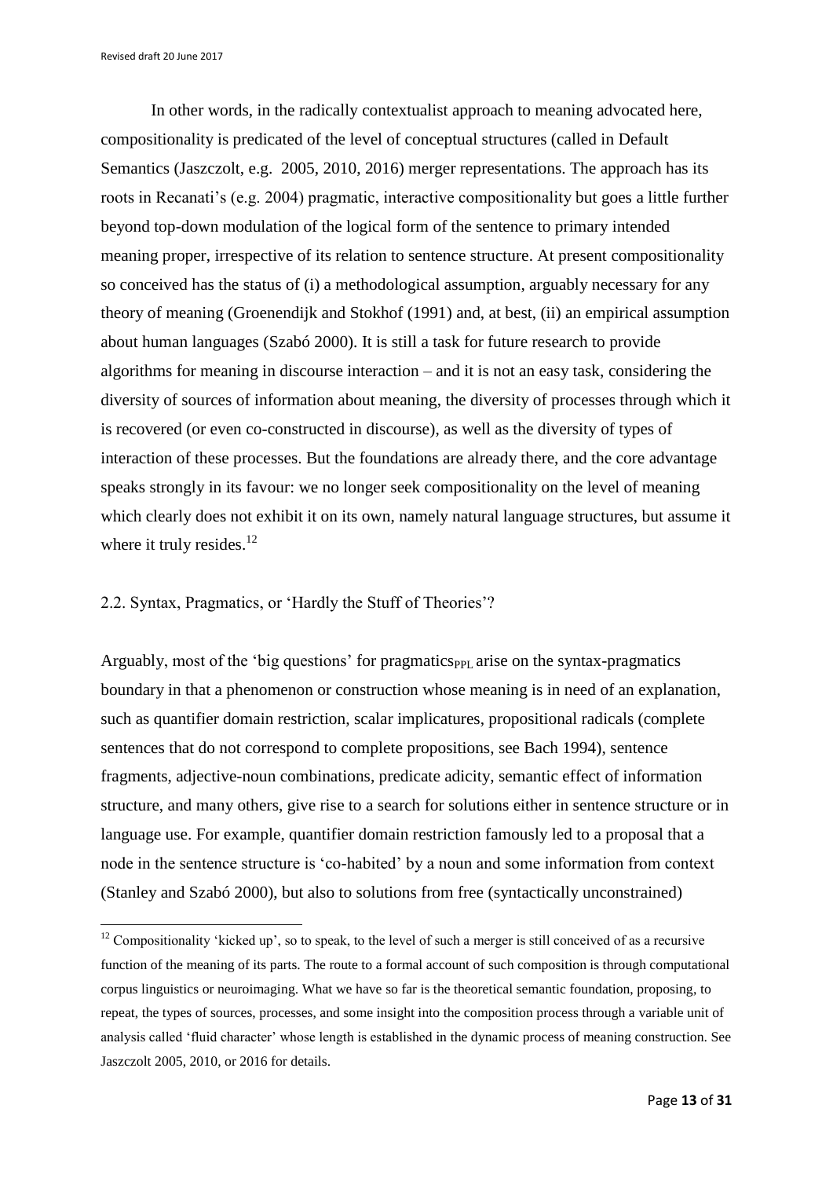In other words, in the radically contextualist approach to meaning advocated here, compositionality is predicated of the level of conceptual structures (called in Default Semantics (Jaszczolt, e.g. 2005, 2010, 2016) merger representations. The approach has its roots in Recanati's (e.g. 2004) pragmatic, interactive compositionality but goes a little further beyond top-down modulation of the logical form of the sentence to primary intended meaning proper, irrespective of its relation to sentence structure. At present compositionality so conceived has the status of (i) a methodological assumption, arguably necessary for any theory of meaning (Groenendijk and Stokhof (1991) and, at best, (ii) an empirical assumption about human languages (Szabó 2000). It is still a task for future research to provide algorithms for meaning in discourse interaction – and it is not an easy task, considering the diversity of sources of information about meaning, the diversity of processes through which it is recovered (or even co-constructed in discourse), as well as the diversity of types of interaction of these processes. But the foundations are already there, and the core advantage speaks strongly in its favour: we no longer seek compositionality on the level of meaning which clearly does not exhibit it on its own, namely natural language structures, but assume it where it truly resides.[12]

## 2.2. Syntax, Pragmatics, or 'Hardly the Stuff of Theories'?

Arguably, most of the 'big questions' for pragmatics$_{PPL}$ arise on the syntax-pragmatics boundary in that a phenomenon or construction whose meaning is in need of an explanation, such as quantifier domain restriction, scalar implicatures, propositional radicals (complete sentences that do not correspond to complete propositions, see Bach 1994), sentence fragments, adjective-noun combinations, predicate adicity, semantic effect of information structure, and many others, give rise to a search for solutions either in sentence structure or in language use. For example, quantifier domain restriction famously led to a proposal that a node in the sentence structure is 'co-habited' by a noun and some information from context (Stanley and Szabó 2000), but also to solutions from free (syntactically unconstrained)

---

[12] Compositionality 'kicked up', so to speak, to the level of such a merger is still conceived of as a recursive function of the meaning of its parts. The route to a formal account of such composition is through computational corpus linguistics or neuroimaging. What we have so far is the theoretical semantic foundation, proposing, to repeat, the types of sources, processes, and some insight into the composition process through a variable unit of analysis called 'fluid character' whose length is established in the dynamic process of meaning construction. See Jaszczolt 2005, 2010, or 2016 for details.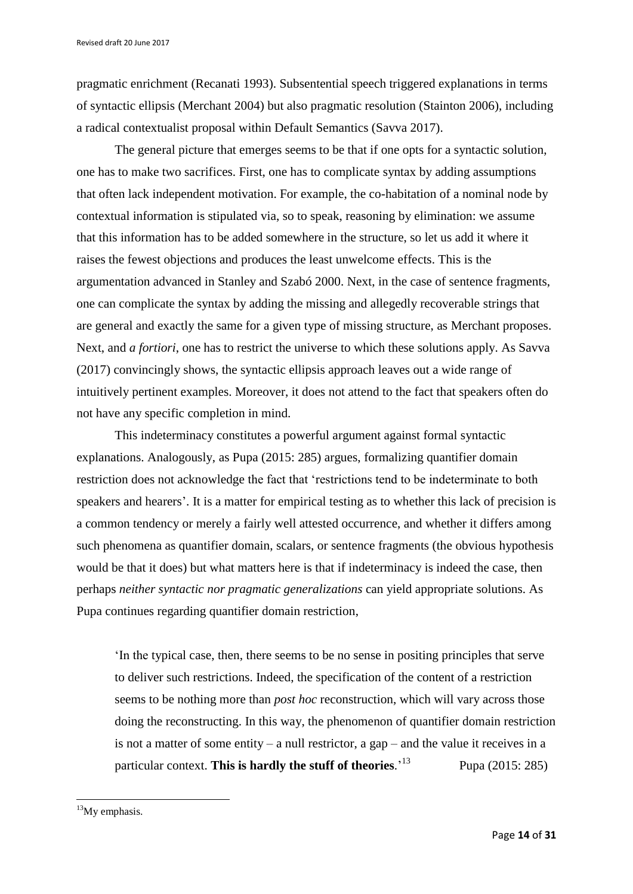pragmatic enrichment (Recanati 1993). Subsentential speech triggered explanations in terms of syntactic ellipsis (Merchant 2004) but also pragmatic resolution (Stainton 2006), including a radical contextualist proposal within Default Semantics (Savva 2017).

The general picture that emerges seems to be that if one opts for a syntactic solution, one has to make two sacrifices. First, one has to complicate syntax by adding assumptions that often lack independent motivation. For example, the co-habitation of a nominal node by contextual information is stipulated via, so to speak, reasoning by elimination: we assume that this information has to be added somewhere in the structure, so let us add it where it raises the fewest objections and produces the least unwelcome effects. This is the argumentation advanced in Stanley and Szabó 2000. Next, in the case of sentence fragments, one can complicate the syntax by adding the missing and allegedly recoverable strings that are general and exactly the same for a given type of missing structure, as Merchant proposes. Next, and *a fortiori*, one has to restrict the universe to which these solutions apply. As Savva (2017) convincingly shows, the syntactic ellipsis approach leaves out a wide range of intuitively pertinent examples. Moreover, it does not attend to the fact that speakers often do not have any specific completion in mind.

This indeterminacy constitutes a powerful argument against formal syntactic explanations. Analogously, as Pupa (2015: 285) argues, formalizing quantifier domain restriction does not acknowledge the fact that 'restrictions tend to be indeterminate to both speakers and hearers'. It is a matter for empirical testing as to whether this lack of precision is a common tendency or merely a fairly well attested occurrence, and whether it differs among such phenomena as quantifier domain, scalars, or sentence fragments (the obvious hypothesis would be that it does) but what matters here is that if indeterminacy is indeed the case, then perhaps *neither syntactic nor pragmatic generalizations* can yield appropriate solutions. As Pupa continues regarding quantifier domain restriction,

> 'In the typical case, then, there seems to be no sense in positing principles that serve to deliver such restrictions. Indeed, the specification of the content of a restriction seems to be nothing more than *post hoc* reconstruction, which will vary across those doing the reconstructing. In this way, the phenomenon of quantifier domain restriction is not a matter of some entity – a null restrictor, a gap – and the value it receives in a particular context. **This is hardly the stuff of theories**.'[13] Pupa (2015: 285)

[13]My emphasis.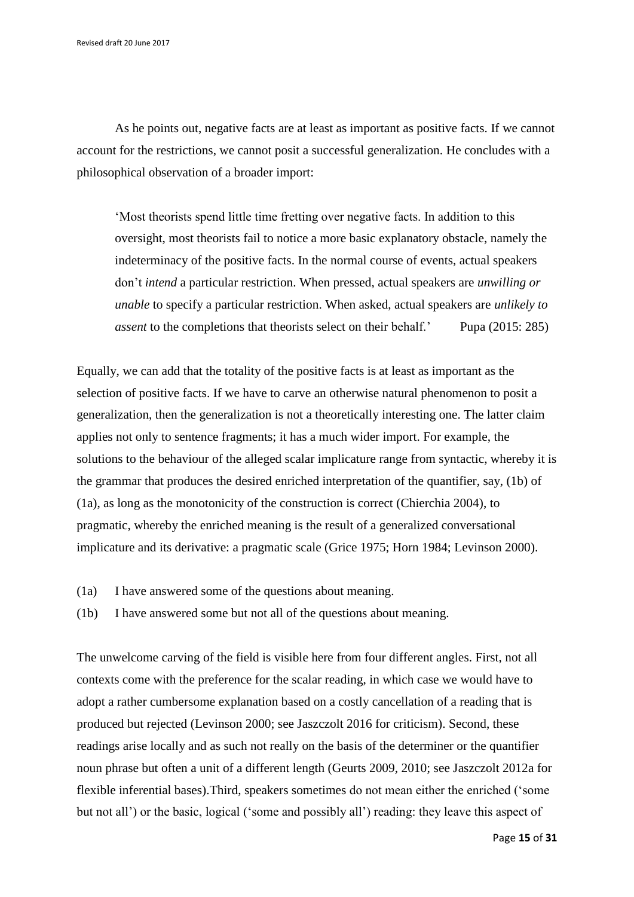As he points out, negative facts are at least as important as positive facts. If we cannot account for the restrictions, we cannot posit a successful generalization. He concludes with a philosophical observation of a broader import:

> 'Most theorists spend little time fretting over negative facts. In addition to this oversight, most theorists fail to notice a more basic explanatory obstacle, namely the indeterminacy of the positive facts. In the normal course of events, actual speakers don't *intend* a particular restriction. When pressed, actual speakers are *unwilling or unable* to specify a particular restriction. When asked, actual speakers are *unlikely to assent* to the completions that theorists select on their behalf.' Pupa (2015: 285)

Equally, we can add that the totality of the positive facts is at least as important as the selection of positive facts. If we have to carve an otherwise natural phenomenon to posit a generalization, then the generalization is not a theoretically interesting one. The latter claim applies not only to sentence fragments; it has a much wider import. For example, the solutions to the behaviour of the alleged scalar implicature range from syntactic, whereby it is the grammar that produces the desired enriched interpretation of the quantifier, say, (1b) of (1a), as long as the monotonicity of the construction is correct (Chierchia 2004), to pragmatic, whereby the enriched meaning is the result of a generalized conversational implicature and its derivative: a pragmatic scale (Grice 1975; Horn 1984; Levinson 2000).

(1a) I have answered some of the questions about meaning.

(1b) I have answered some but not all of the questions about meaning.

The unwelcome carving of the field is visible here from four different angles. First, not all contexts come with the preference for the scalar reading, in which case we would have to adopt a rather cumbersome explanation based on a costly cancellation of a reading that is produced but rejected (Levinson 2000; see Jaszczolt 2016 for criticism). Second, these readings arise locally and as such not really on the basis of the determiner or the quantifier noun phrase but often a unit of a different length (Geurts 2009, 2010; see Jaszczolt 2012a for flexible inferential bases).Third, speakers sometimes do not mean either the enriched ('some but not all') or the basic, logical ('some and possibly all') reading: they leave this aspect of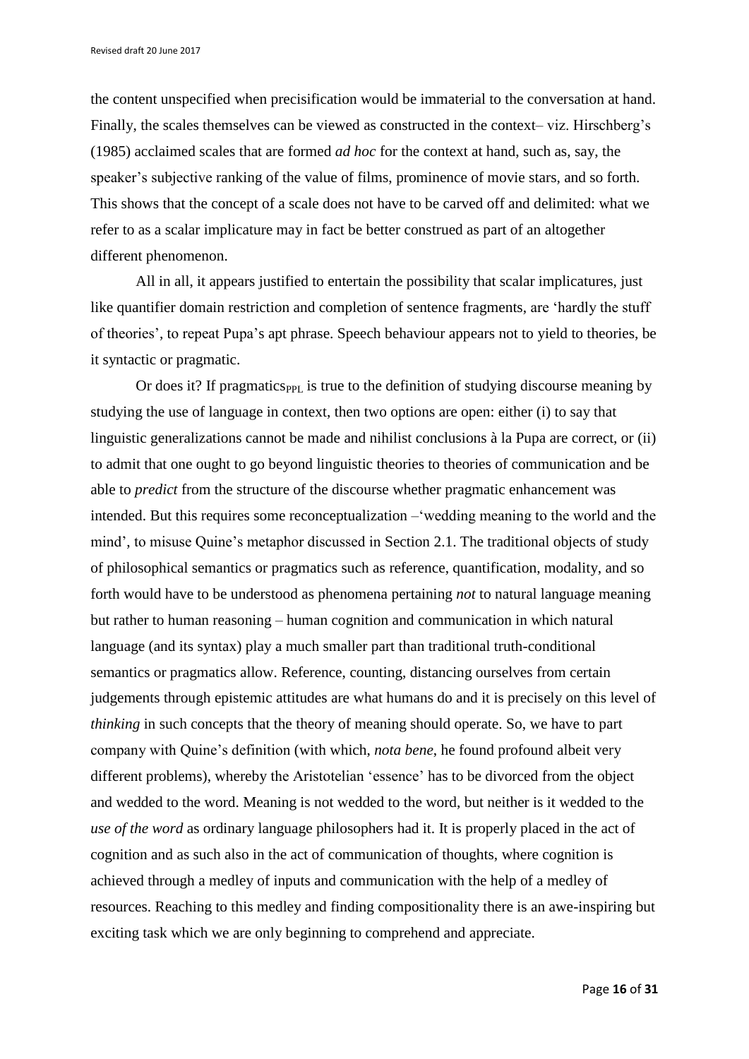the content unspecified when precisification would be immaterial to the conversation at hand. Finally, the scales themselves can be viewed as constructed in the context– viz. Hirschberg's (1985) acclaimed scales that are formed *ad hoc* for the context at hand, such as, say, the speaker's subjective ranking of the value of films, prominence of movie stars, and so forth. This shows that the concept of a scale does not have to be carved off and delimited: what we refer to as a scalar implicature may in fact be better construed as part of an altogether different phenomenon.

All in all, it appears justified to entertain the possibility that scalar implicatures, just like quantifier domain restriction and completion of sentence fragments, are 'hardly the stuff of theories', to repeat Pupa's apt phrase. Speech behaviour appears not to yield to theories, be it syntactic or pragmatic.

Or does it? If pragmatics$_{PPL}$ is true to the definition of studying discourse meaning by studying the use of language in context, then two options are open: either (i) to say that linguistic generalizations cannot be made and nihilist conclusions à la Pupa are correct, or (ii) to admit that one ought to go beyond linguistic theories to theories of communication and be able to *predict* from the structure of the discourse whether pragmatic enhancement was intended. But this requires some reconceptualization –'wedding meaning to the world and the mind', to misuse Quine's metaphor discussed in Section 2.1. The traditional objects of study of philosophical semantics or pragmatics such as reference, quantification, modality, and so forth would have to be understood as phenomena pertaining *not* to natural language meaning but rather to human reasoning – human cognition and communication in which natural language (and its syntax) play a much smaller part than traditional truth-conditional semantics or pragmatics allow. Reference, counting, distancing ourselves from certain judgements through epistemic attitudes are what humans do and it is precisely on this level of *thinking* in such concepts that the theory of meaning should operate. So, we have to part company with Quine's definition (with which, *nota bene*, he found profound albeit very different problems), whereby the Aristotelian 'essence' has to be divorced from the object and wedded to the word. Meaning is not wedded to the word, but neither is it wedded to the *use of the word* as ordinary language philosophers had it. It is properly placed in the act of cognition and as such also in the act of communication of thoughts, where cognition is achieved through a medley of inputs and communication with the help of a medley of resources. Reaching to this medley and finding compositionality there is an awe-inspiring but exciting task which we are only beginning to comprehend and appreciate.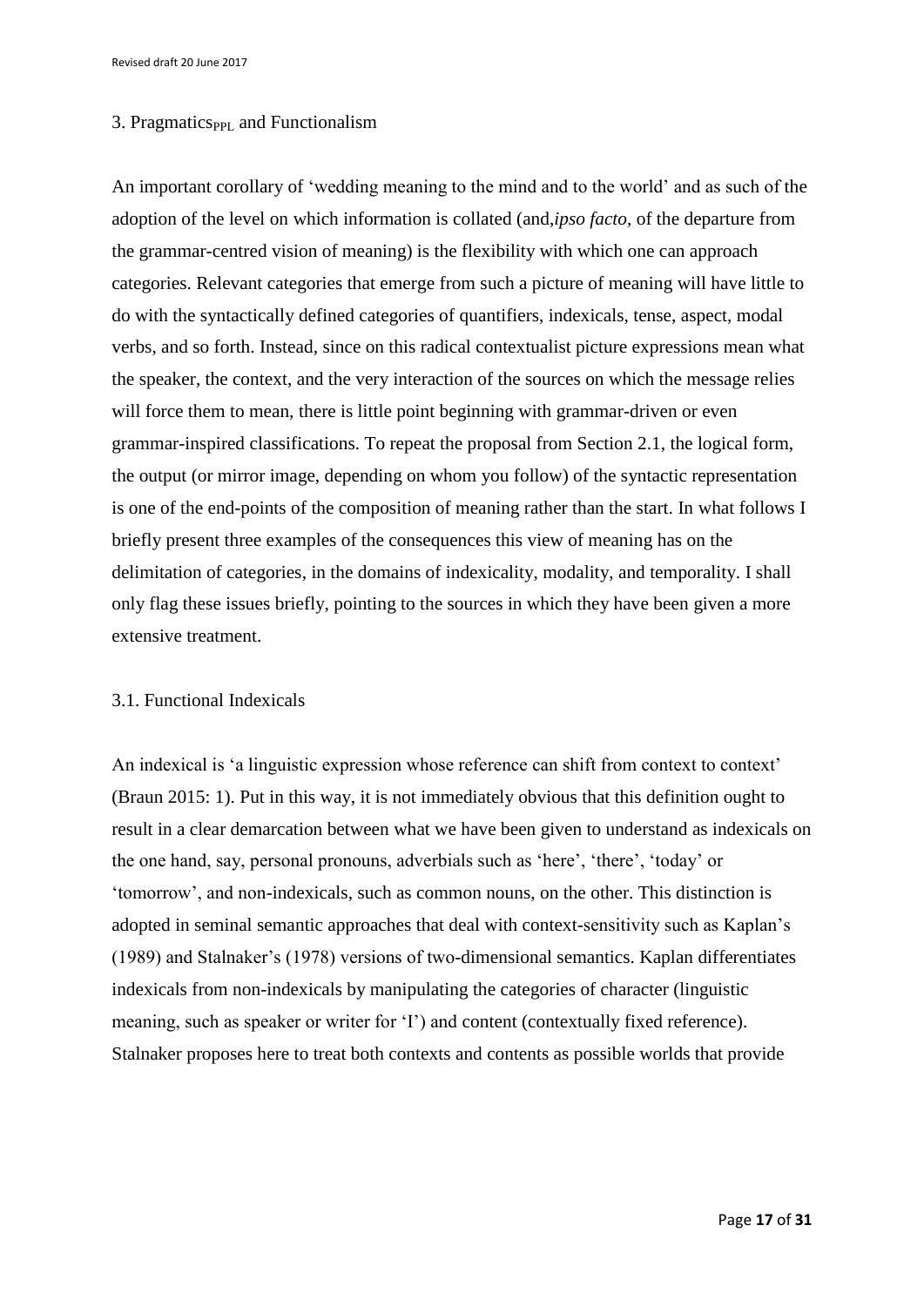## 3. Pragmatics$_{PPL}$ and Functionalism

An important corollary of 'wedding meaning to the mind and to the world' and as such of the adoption of the level on which information is collated (and,*ipso facto*, of the departure from the grammar-centred vision of meaning) is the flexibility with which one can approach categories. Relevant categories that emerge from such a picture of meaning will have little to do with the syntactically defined categories of quantifiers, indexicals, tense, aspect, modal verbs, and so forth. Instead, since on this radical contextualist picture expressions mean what the speaker, the context, and the very interaction of the sources on which the message relies will force them to mean, there is little point beginning with grammar-driven or even grammar-inspired classifications. To repeat the proposal from Section 2.1, the logical form, the output (or mirror image, depending on whom you follow) of the syntactic representation is one of the end-points of the composition of meaning rather than the start. In what follows I briefly present three examples of the consequences this view of meaning has on the delimitation of categories, in the domains of indexicality, modality, and temporality. I shall only flag these issues briefly, pointing to the sources in which they have been given a more extensive treatment.

### 3.1. Functional Indexicals

An indexical is 'a linguistic expression whose reference can shift from context to context' (Braun 2015: 1). Put in this way, it is not immediately obvious that this definition ought to result in a clear demarcation between what we have been given to understand as indexicals on the one hand, say, personal pronouns, adverbials such as 'here', 'there', 'today' or 'tomorrow', and non-indexicals, such as common nouns, on the other. This distinction is adopted in seminal semantic approaches that deal with context-sensitivity such as Kaplan's (1989) and Stalnaker's (1978) versions of two-dimensional semantics. Kaplan differentiates indexicals from non-indexicals by manipulating the categories of character (linguistic meaning, such as speaker or writer for 'I') and content (contextually fixed reference). Stalnaker proposes here to treat both contexts and contents as possible worlds that provide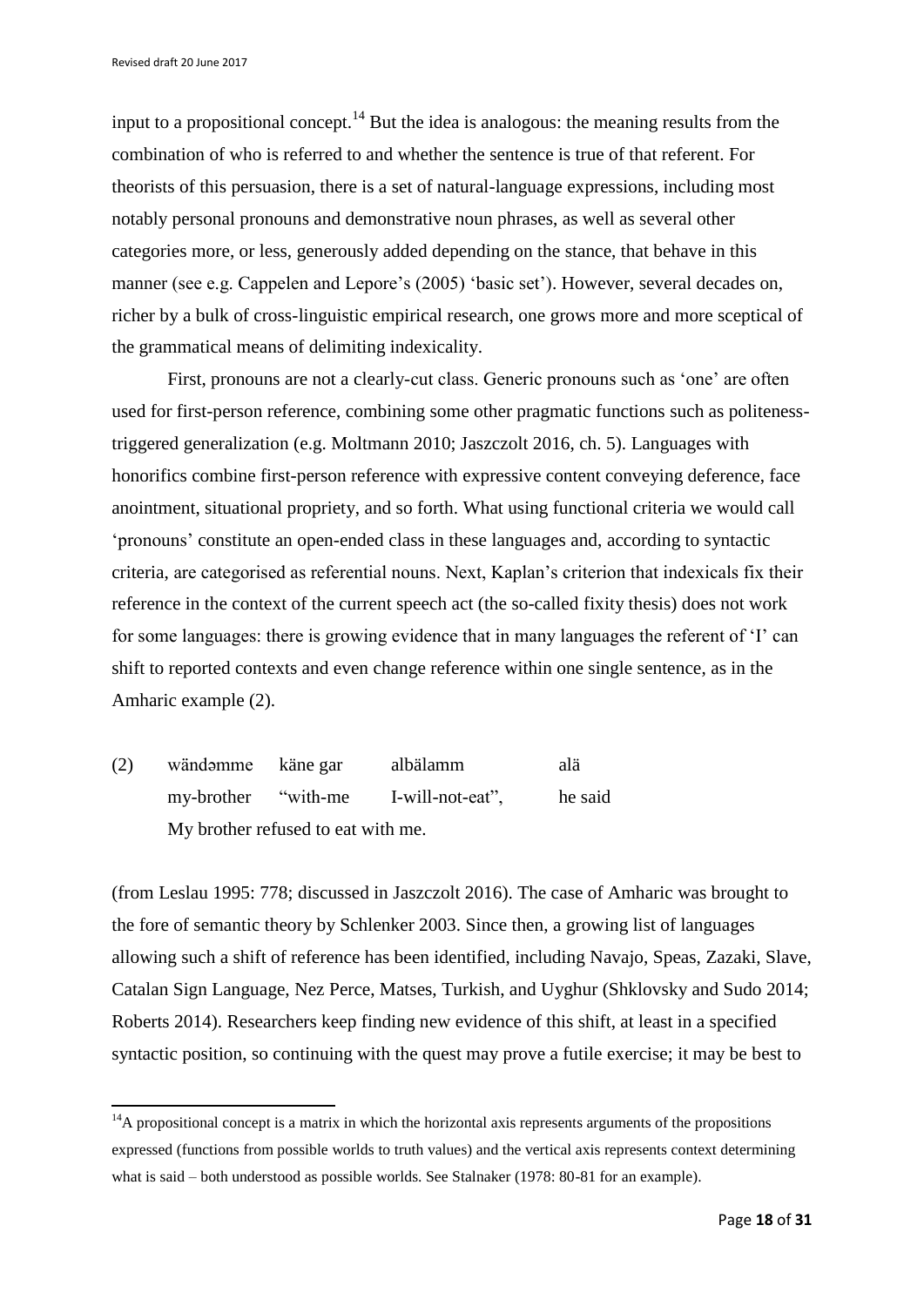input to a propositional concept.[14] But the idea is analogous: the meaning results from the combination of who is referred to and whether the sentence is true of that referent. For theorists of this persuasion, there is a set of natural-language expressions, including most notably personal pronouns and demonstrative noun phrases, as well as several other categories more, or less, generously added depending on the stance, that behave in this manner (see e.g. Cappelen and Lepore's (2005) 'basic set'). However, several decades on, richer by a bulk of cross-linguistic empirical research, one grows more and more sceptical of the grammatical means of delimiting indexicality.

First, pronouns are not a clearly-cut class. Generic pronouns such as 'one' are often used for first-person reference, combining some other pragmatic functions such as politeness-triggered generalization (e.g. Moltmann 2010; Jaszczolt 2016, ch. 5). Languages with honorifics combine first-person reference with expressive content conveying deference, face anointment, situational propriety, and so forth. What using functional criteria we would call 'pronouns' constitute an open-ended class in these languages and, according to syntactic criteria, are categorised as referential nouns. Next, Kaplan's criterion that indexicals fix their reference in the context of the current speech act (the so-called fixity thesis) does not work for some languages: there is growing evidence that in many languages the referent of 'I' can shift to reported contexts and even change reference within one single sentence, as in the Amharic example (2).

(2) wändəmme käne gar albälamm alä
my-brother "with-me I-will-not-eat", he said
My brother refused to eat with me.

(from Leslau 1995: 778; discussed in Jaszczolt 2016). The case of Amharic was brought to the fore of semantic theory by Schlenker 2003. Since then, a growing list of languages allowing such a shift of reference has been identified, including Navajo, Speas, Zazaki, Slave, Catalan Sign Language, Nez Perce, Matses, Turkish, and Uyghur (Shklovsky and Sudo 2014; Roberts 2014). Researchers keep finding new evidence of this shift, at least in a specified syntactic position, so continuing with the quest may prove a futile exercise; it may be best to

[14] A propositional concept is a matrix in which the horizontal axis represents arguments of the propositions expressed (functions from possible worlds to truth values) and the vertical axis represents context determining what is said – both understood as possible worlds. See Stalnaker (1978: 80-81 for an example).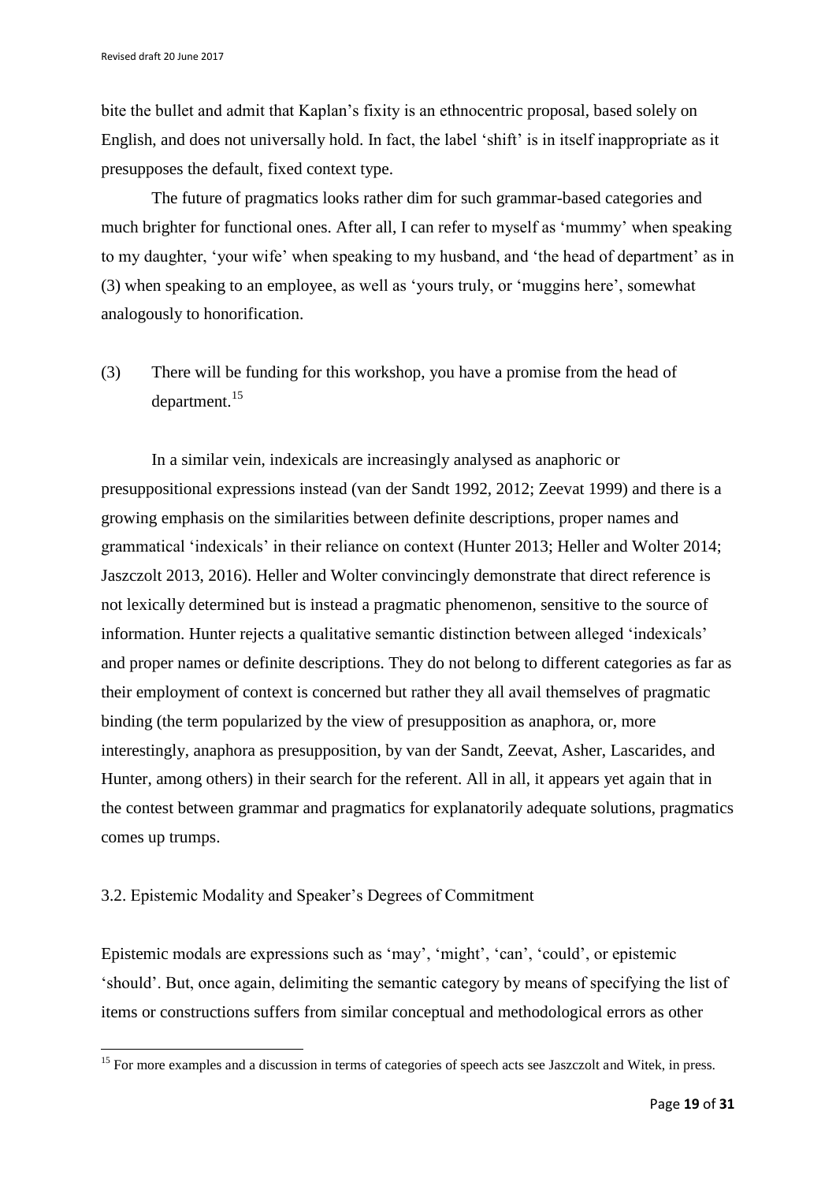bite the bullet and admit that Kaplan's fixity is an ethnocentric proposal, based solely on English, and does not universally hold. In fact, the label 'shift' is in itself inappropriate as it presupposes the default, fixed context type.

The future of pragmatics looks rather dim for such grammar-based categories and much brighter for functional ones. After all, I can refer to myself as 'mummy' when speaking to my daughter, 'your wife' when speaking to my husband, and 'the head of department' as in (3) when speaking to an employee, as well as 'yours truly, or 'muggins here', somewhat analogously to honorification.

(3) There will be funding for this workshop, you have a promise from the head of department.[15]

In a similar vein, indexicals are increasingly analysed as anaphoric or presuppositional expressions instead (van der Sandt 1992, 2012; Zeevat 1999) and there is a growing emphasis on the similarities between definite descriptions, proper names and grammatical 'indexicals' in their reliance on context (Hunter 2013; Heller and Wolter 2014; Jaszczolt 2013, 2016). Heller and Wolter convincingly demonstrate that direct reference is not lexically determined but is instead a pragmatic phenomenon, sensitive to the source of information. Hunter rejects a qualitative semantic distinction between alleged 'indexicals' and proper names or definite descriptions. They do not belong to different categories as far as their employment of context is concerned but rather they all avail themselves of pragmatic binding (the term popularized by the view of presupposition as anaphora, or, more interestingly, anaphora as presupposition, by van der Sandt, Zeevat, Asher, Lascarides, and Hunter, among others) in their search for the referent. All in all, it appears yet again that in the contest between grammar and pragmatics for explanatorily adequate solutions, pragmatics comes up trumps.

### 3.2. Epistemic Modality and Speaker's Degrees of Commitment

Epistemic modals are expressions such as 'may', 'might', 'can', 'could', or epistemic 'should'. But, once again, delimiting the semantic category by means of specifying the list of items or constructions suffers from similar conceptual and methodological errors as other

---

[15] For more examples and a discussion in terms of categories of speech acts see Jaszczolt and Witek, in press.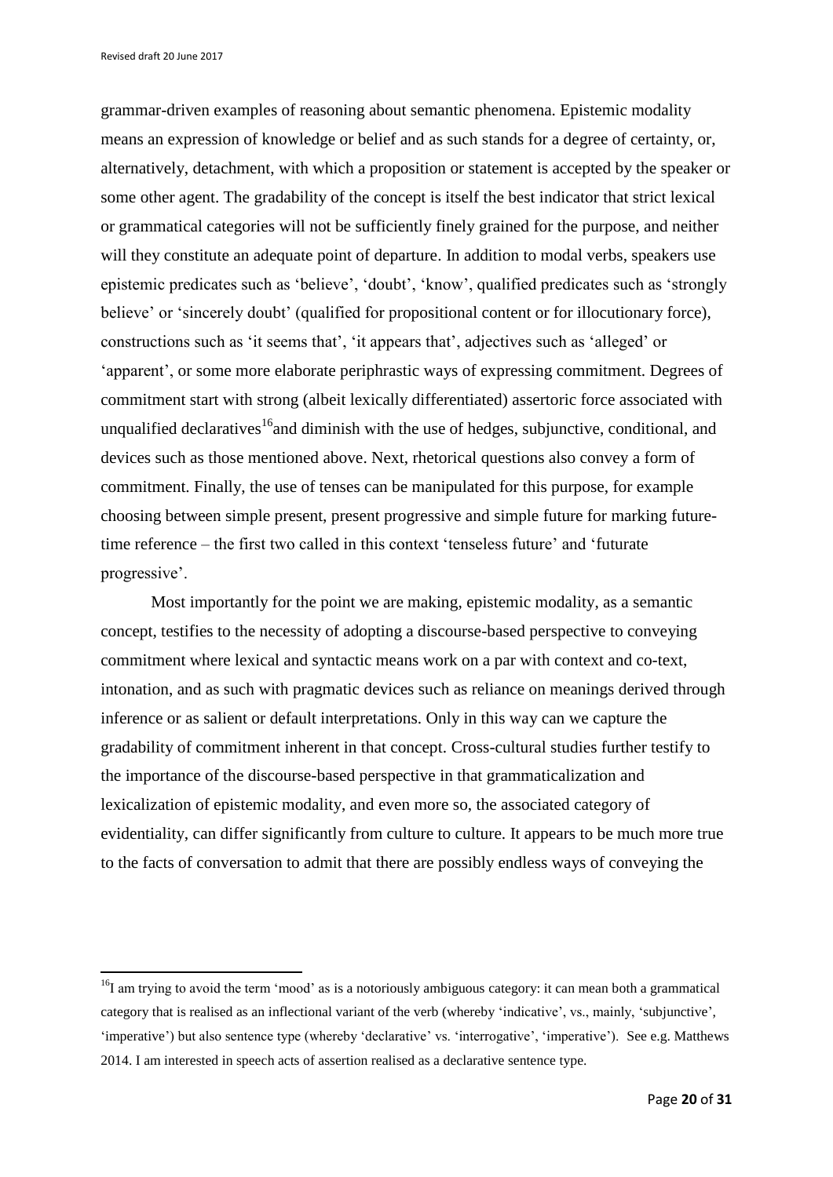grammar-driven examples of reasoning about semantic phenomena. Epistemic modality means an expression of knowledge or belief and as such stands for a degree of certainty, or, alternatively, detachment, with which a proposition or statement is accepted by the speaker or some other agent. The gradability of the concept is itself the best indicator that strict lexical or grammatical categories will not be sufficiently finely grained for the purpose, and neither will they constitute an adequate point of departure. In addition to modal verbs, speakers use epistemic predicates such as 'believe', 'doubt', 'know', qualified predicates such as 'strongly believe' or 'sincerely doubt' (qualified for propositional content or for illocutionary force), constructions such as 'it seems that', 'it appears that', adjectives such as 'alleged' or 'apparent', or some more elaborate periphrastic ways of expressing commitment. Degrees of commitment start with strong (albeit lexically differentiated) assertoric force associated with unqualified declaratives[16]and diminish with the use of hedges, subjunctive, conditional, and devices such as those mentioned above. Next, rhetorical questions also convey a form of commitment. Finally, the use of tenses can be manipulated for this purpose, for example choosing between simple present, present progressive and simple future for marking future-time reference – the first two called in this context 'tenseless future' and 'futurate progressive'.

Most importantly for the point we are making, epistemic modality, as a semantic concept, testifies to the necessity of adopting a discourse-based perspective to conveying commitment where lexical and syntactic means work on a par with context and co-text, intonation, and as such with pragmatic devices such as reliance on meanings derived through inference or as salient or default interpretations. Only in this way can we capture the gradability of commitment inherent in that concept. Cross-cultural studies further testify to the importance of the discourse-based perspective in that grammaticalization and lexicalization of epistemic modality, and even more so, the associated category of evidentiality, can differ significantly from culture to culture. It appears to be much more true to the facts of conversation to admit that there are possibly endless ways of conveying the

[16]I am trying to avoid the term 'mood' as is a notoriously ambiguous category: it can mean both a grammatical category that is realised as an inflectional variant of the verb (whereby 'indicative', vs., mainly, 'subjunctive', 'imperative') but also sentence type (whereby 'declarative' vs. 'interrogative', 'imperative'). See e.g. Matthews 2014. I am interested in speech acts of assertion realised as a declarative sentence type.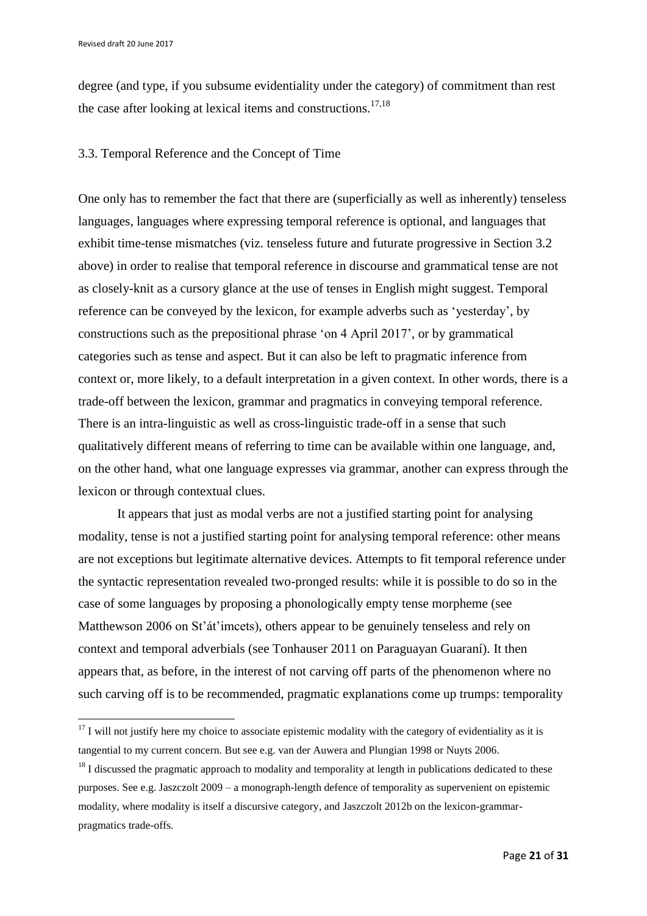degree (and type, if you subsume evidentiality under the category) of commitment than rest the case after looking at lexical items and constructions.[17,18]

### 3.3. Temporal Reference and the Concept of Time

One only has to remember the fact that there are (superficially as well as inherently) tenseless languages, languages where expressing temporal reference is optional, and languages that exhibit time-tense mismatches (viz. tenseless future and futurate progressive in Section 3.2 above) in order to realise that temporal reference in discourse and grammatical tense are not as closely-knit as a cursory glance at the use of tenses in English might suggest. Temporal reference can be conveyed by the lexicon, for example adverbs such as 'yesterday', by constructions such as the prepositional phrase 'on 4 April 2017', or by grammatical categories such as tense and aspect. But it can also be left to pragmatic inference from context or, more likely, to a default interpretation in a given context. In other words, there is a trade-off between the lexicon, grammar and pragmatics in conveying temporal reference. There is an intra-linguistic as well as cross-linguistic trade-off in a sense that such qualitatively different means of referring to time can be available within one language, and, on the other hand, what one language expresses via grammar, another can express through the lexicon or through contextual clues.

It appears that just as modal verbs are not a justified starting point for analysing modality, tense is not a justified starting point for analysing temporal reference: other means are not exceptions but legitimate alternative devices. Attempts to fit temporal reference under the syntactic representation revealed two-pronged results: while it is possible to do so in the case of some languages by proposing a phonologically empty tense morpheme (see Matthewson 2006 on St'át'imcets), others appear to be genuinely tenseless and rely on context and temporal adverbials (see Tonhauser 2011 on Paraguayan Guaraní). It then appears that, as before, in the interest of not carving off parts of the phenomenon where no such carving off is to be recommended, pragmatic explanations come up trumps: temporality

---

[17] I will not justify here my choice to associate epistemic modality with the category of evidentiality as it is tangential to my current concern. But see e.g. van der Auwera and Plungian 1998 or Nuyts 2006.

[18] I discussed the pragmatic approach to modality and temporality at length in publications dedicated to these purposes. See e.g. Jaszczolt 2009 – a monograph-length defence of temporality as supervenient on epistemic modality, where modality is itself a discursive category, and Jaszczolt 2012b on the lexicon-grammar-pragmatics trade-offs.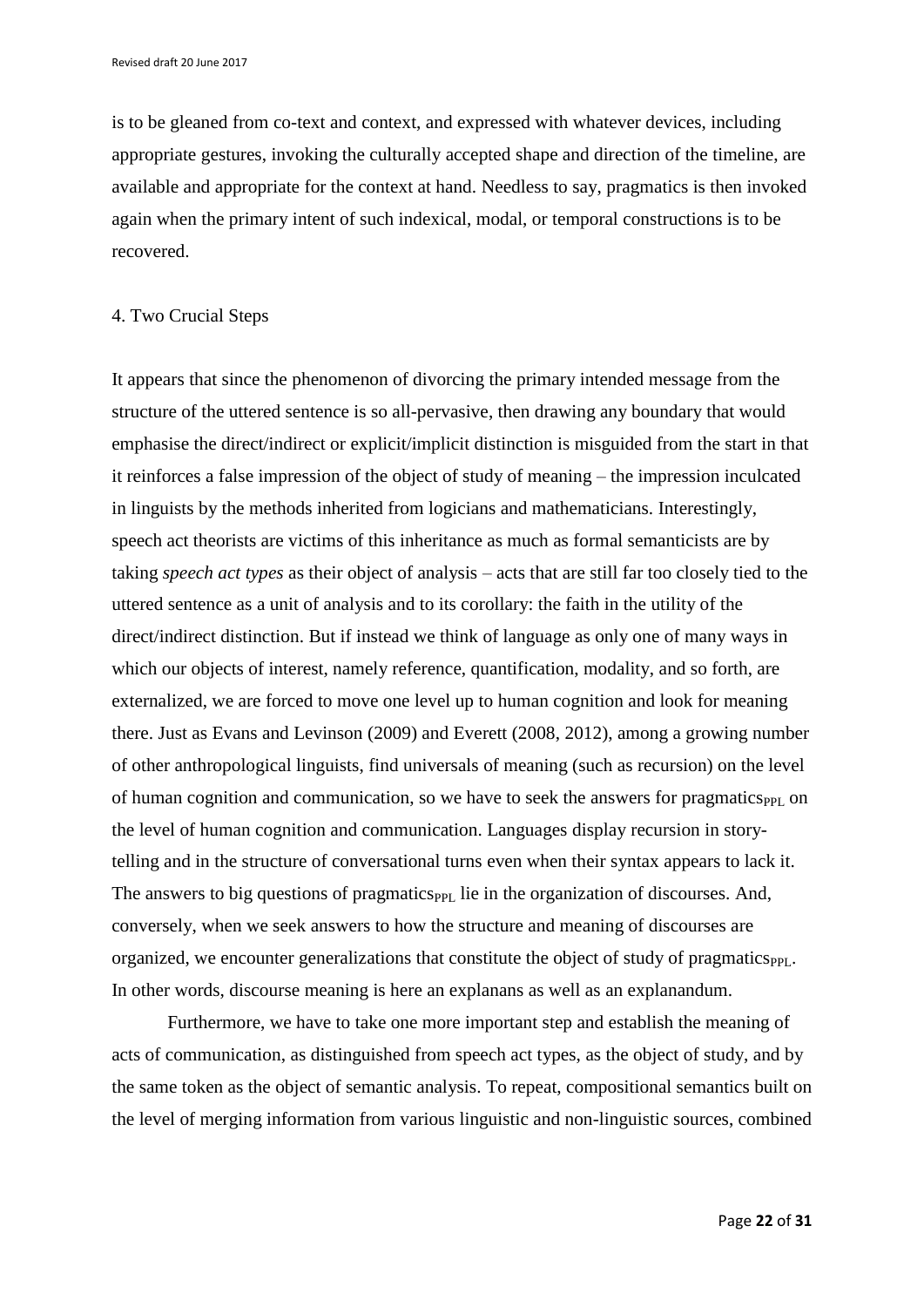is to be gleaned from co-text and context, and expressed with whatever devices, including appropriate gestures, invoking the culturally accepted shape and direction of the timeline, are available and appropriate for the context at hand. Needless to say, pragmatics is then invoked again when the primary intent of such indexical, modal, or temporal constructions is to be recovered.

## 4. Two Crucial Steps

It appears that since the phenomenon of divorcing the primary intended message from the structure of the uttered sentence is so all-pervasive, then drawing any boundary that would emphasise the direct/indirect or explicit/implicit distinction is misguided from the start in that it reinforces a false impression of the object of study of meaning – the impression inculcated in linguists by the methods inherited from logicians and mathematicians. Interestingly, speech act theorists are victims of this inheritance as much as formal semanticists are by taking *speech act types* as their object of analysis – acts that are still far too closely tied to the uttered sentence as a unit of analysis and to its corollary: the faith in the utility of the direct/indirect distinction. But if instead we think of language as only one of many ways in which our objects of interest, namely reference, quantification, modality, and so forth, are externalized, we are forced to move one level up to human cognition and look for meaning there. Just as Evans and Levinson (2009) and Everett (2008, 2012), among a growing number of other anthropological linguists, find universals of meaning (such as recursion) on the level of human cognition and communication, so we have to seek the answers for pragmatics$_{\mathrm{PPL}}$ on the level of human cognition and communication. Languages display recursion in story-telling and in the structure of conversational turns even when their syntax appears to lack it. The answers to big questions of pragmatics$_{\mathrm{PPL}}$ lie in the organization of discourses. And, conversely, when we seek answers to how the structure and meaning of discourses are organized, we encounter generalizations that constitute the object of study of pragmatics$_{\mathrm{PPL}}$. In other words, discourse meaning is here an explanans as well as an explanandum.

Furthermore, we have to take one more important step and establish the meaning of acts of communication, as distinguished from speech act types, as the object of study, and by the same token as the object of semantic analysis. To repeat, compositional semantics built on the level of merging information from various linguistic and non-linguistic sources, combined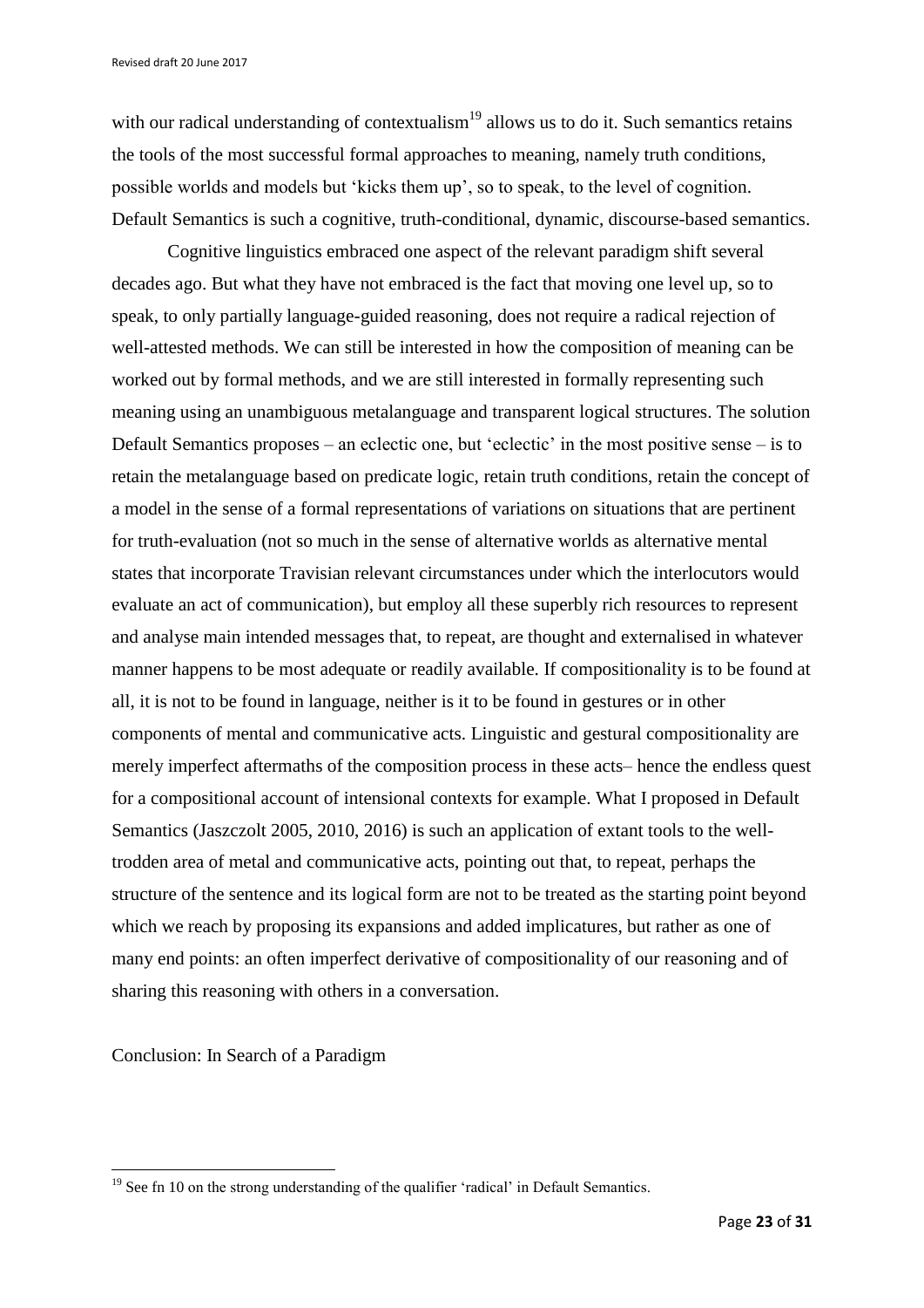with our radical understanding of contextualism[19] allows us to do it. Such semantics retains the tools of the most successful formal approaches to meaning, namely truth conditions, possible worlds and models but 'kicks them up', so to speak, to the level of cognition. Default Semantics is such a cognitive, truth-conditional, dynamic, discourse-based semantics.

Cognitive linguistics embraced one aspect of the relevant paradigm shift several decades ago. But what they have not embraced is the fact that moving one level up, so to speak, to only partially language-guided reasoning, does not require a radical rejection of well-attested methods. We can still be interested in how the composition of meaning can be worked out by formal methods, and we are still interested in formally representing such meaning using an unambiguous metalanguage and transparent logical structures. The solution Default Semantics proposes – an eclectic one, but 'eclectic' in the most positive sense – is to retain the metalanguage based on predicate logic, retain truth conditions, retain the concept of a model in the sense of a formal representations of variations on situations that are pertinent for truth-evaluation (not so much in the sense of alternative worlds as alternative mental states that incorporate Travisian relevant circumstances under which the interlocutors would evaluate an act of communication), but employ all these superbly rich resources to represent and analyse main intended messages that, to repeat, are thought and externalised in whatever manner happens to be most adequate or readily available. If compositionality is to be found at all, it is not to be found in language, neither is it to be found in gestures or in other components of mental and communicative acts. Linguistic and gestural compositionality are merely imperfect aftermaths of the composition process in these acts– hence the endless quest for a compositional account of intensional contexts for example. What I proposed in Default Semantics (Jaszczolt 2005, 2010, 2016) is such an application of extant tools to the well-trodden area of metal and communicative acts, pointing out that, to repeat, perhaps the structure of the sentence and its logical form are not to be treated as the starting point beyond which we reach by proposing its expansions and added implicatures, but rather as one of many end points: an often imperfect derivative of compositionality of our reasoning and of sharing this reasoning with others in a conversation.

## Conclusion: In Search of a Paradigm

[19] See fn 10 on the strong understanding of the qualifier 'radical' in Default Semantics.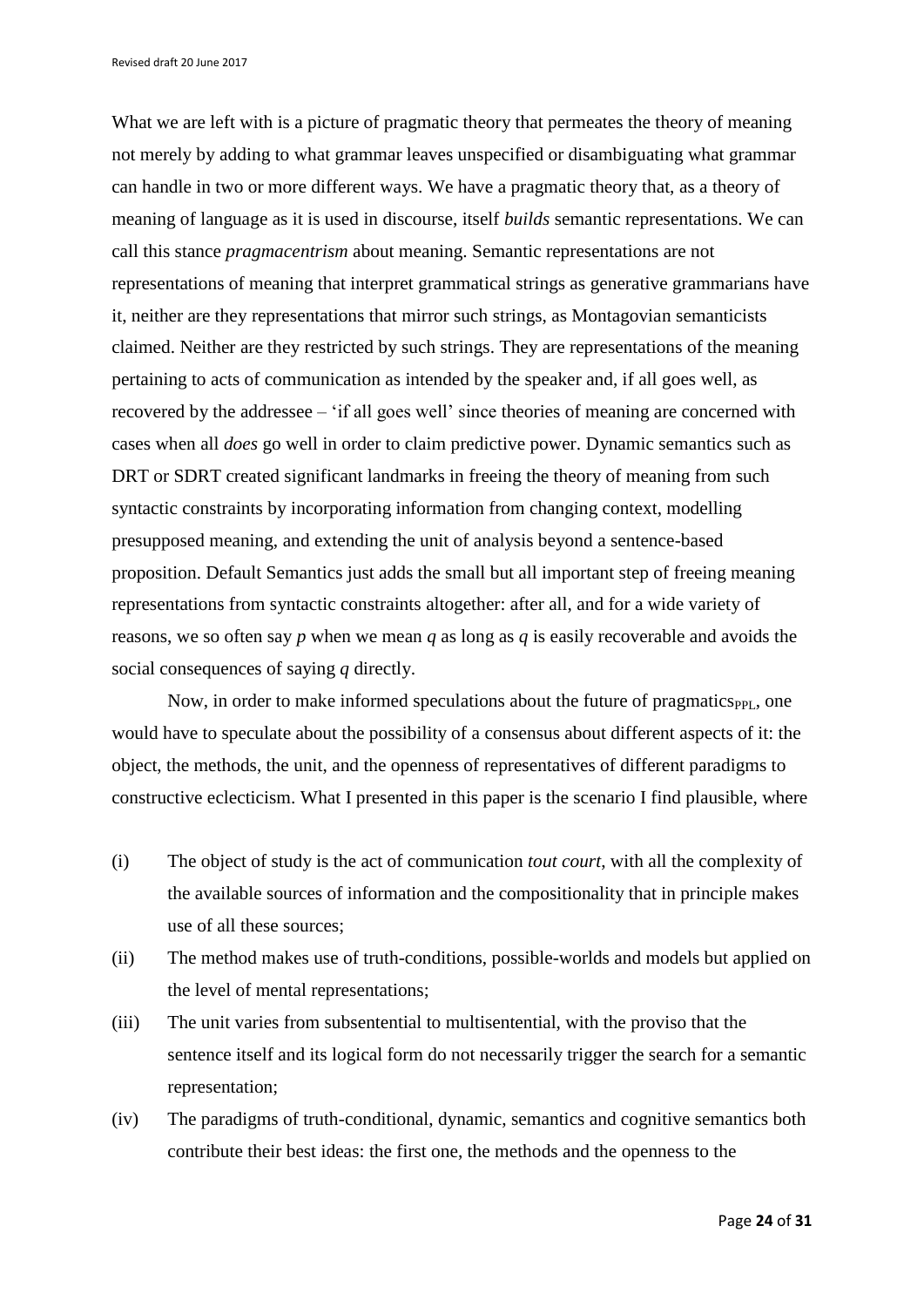What we are left with is a picture of pragmatic theory that permeates the theory of meaning not merely by adding to what grammar leaves unspecified or disambiguating what grammar can handle in two or more different ways. We have a pragmatic theory that, as a theory of meaning of language as it is used in discourse, itself *builds* semantic representations. We can call this stance *pragmacentrism* about meaning. Semantic representations are not representations of meaning that interpret grammatical strings as generative grammarians have it, neither are they representations that mirror such strings, as Montagovian semanticists claimed. Neither are they restricted by such strings. They are representations of the meaning pertaining to acts of communication as intended by the speaker and, if all goes well, as recovered by the addressee – 'if all goes well' since theories of meaning are concerned with cases when all *does* go well in order to claim predictive power. Dynamic semantics such as DRT or SDRT created significant landmarks in freeing the theory of meaning from such syntactic constraints by incorporating information from changing context, modelling presupposed meaning, and extending the unit of analysis beyond a sentence-based proposition. Default Semantics just adds the small but all important step of freeing meaning representations from syntactic constraints altogether: after all, and for a wide variety of reasons, we so often say *p* when we mean *q* as long as *q* is easily recoverable and avoids the social consequences of saying *q* directly.

Now, in order to make informed speculations about the future of pragmatics$_{\mathrm{PPL}}$, one would have to speculate about the possibility of a consensus about different aspects of it: the object, the methods, the unit, and the openness of representatives of different paradigms to constructive eclecticism. What I presented in this paper is the scenario I find plausible, where

(i) The object of study is the act of communication *tout court*, with all the complexity of the available sources of information and the compositionality that in principle makes use of all these sources;

(ii) The method makes use of truth-conditions, possible-worlds and models but applied on the level of mental representations;

(iii) The unit varies from subsentential to multisentential, with the proviso that the sentence itself and its logical form do not necessarily trigger the search for a semantic representation;

(iv) The paradigms of truth-conditional, dynamic, semantics and cognitive semantics both contribute their best ideas: the first one, the methods and the openness to the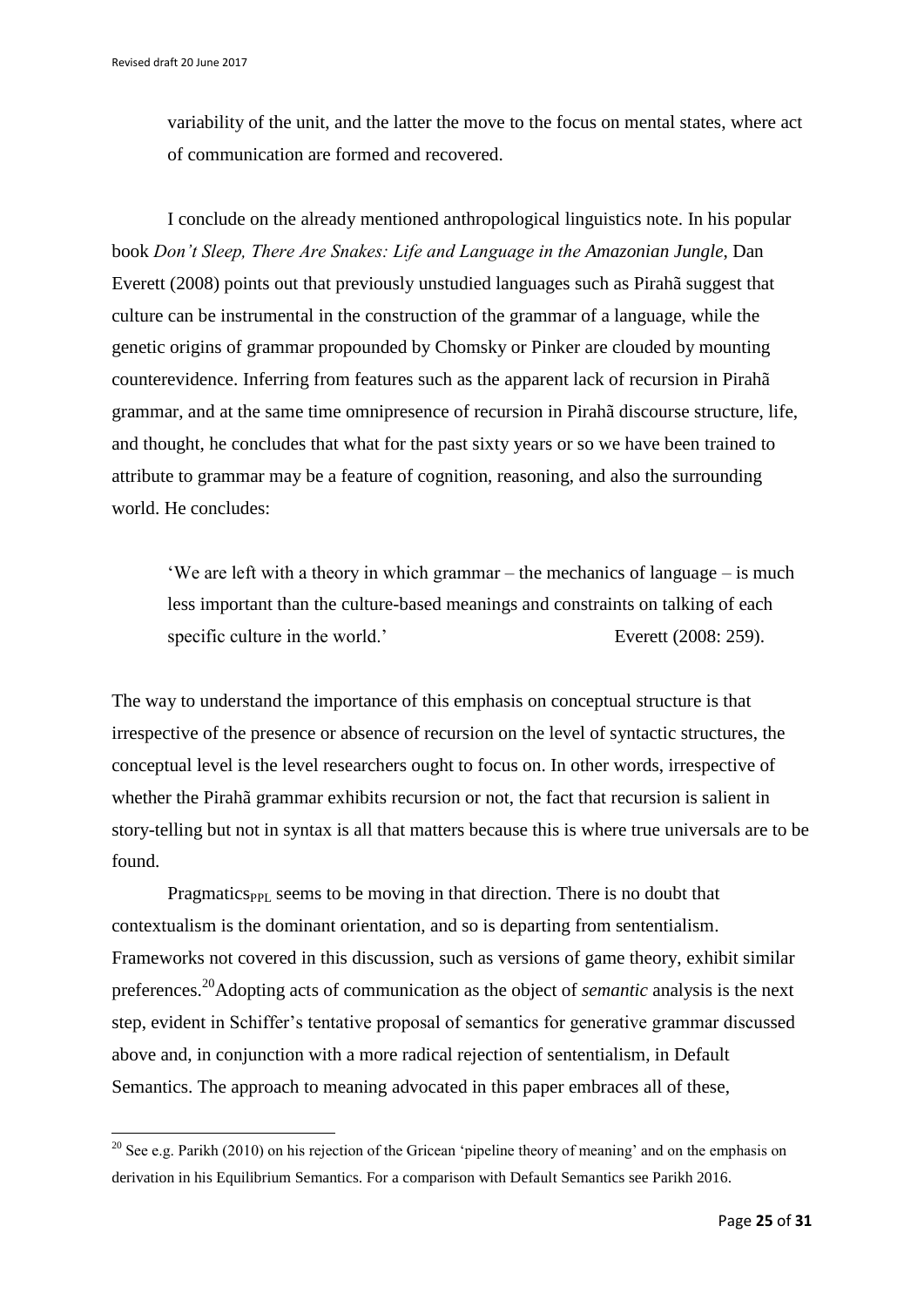variability of the unit, and the latter the move to the focus on mental states, where act of communication are formed and recovered.

I conclude on the already mentioned anthropological linguistics note. In his popular book *Don't Sleep, There Are Snakes: Life and Language in the Amazonian Jungle*, Dan Everett (2008) points out that previously unstudied languages such as Pirahã suggest that culture can be instrumental in the construction of the grammar of a language, while the genetic origins of grammar propounded by Chomsky or Pinker are clouded by mounting counterevidence. Inferring from features such as the apparent lack of recursion in Pirahã grammar, and at the same time omnipresence of recursion in Pirahã discourse structure, life, and thought, he concludes that what for the past sixty years or so we have been trained to attribute to grammar may be a feature of cognition, reasoning, and also the surrounding world. He concludes:

> 'We are left with a theory in which grammar – the mechanics of language – is much less important than the culture-based meanings and constraints on talking of each specific culture in the world.' Everett (2008: 259).

The way to understand the importance of this emphasis on conceptual structure is that irrespective of the presence or absence of recursion on the level of syntactic structures, the conceptual level is the level researchers ought to focus on. In other words, irrespective of whether the Pirahã grammar exhibits recursion or not, the fact that recursion is salient in story-telling but not in syntax is all that matters because this is where true universals are to be found.

Pragmatics$_{PPL}$ seems to be moving in that direction. There is no doubt that contextualism is the dominant orientation, and so is departing from sententialism. Frameworks not covered in this discussion, such as versions of game theory, exhibit similar preferences.[20] Adopting acts of communication as the object of *semantic* analysis is the next step, evident in Schiffer's tentative proposal of semantics for generative grammar discussed above and, in conjunction with a more radical rejection of sententialism, in Default Semantics. The approach to meaning advocated in this paper embraces all of these,

[20] See e.g. Parikh (2010) on his rejection of the Gricean 'pipeline theory of meaning' and on the emphasis on derivation in his Equilibrium Semantics. For a comparison with Default Semantics see Parikh 2016.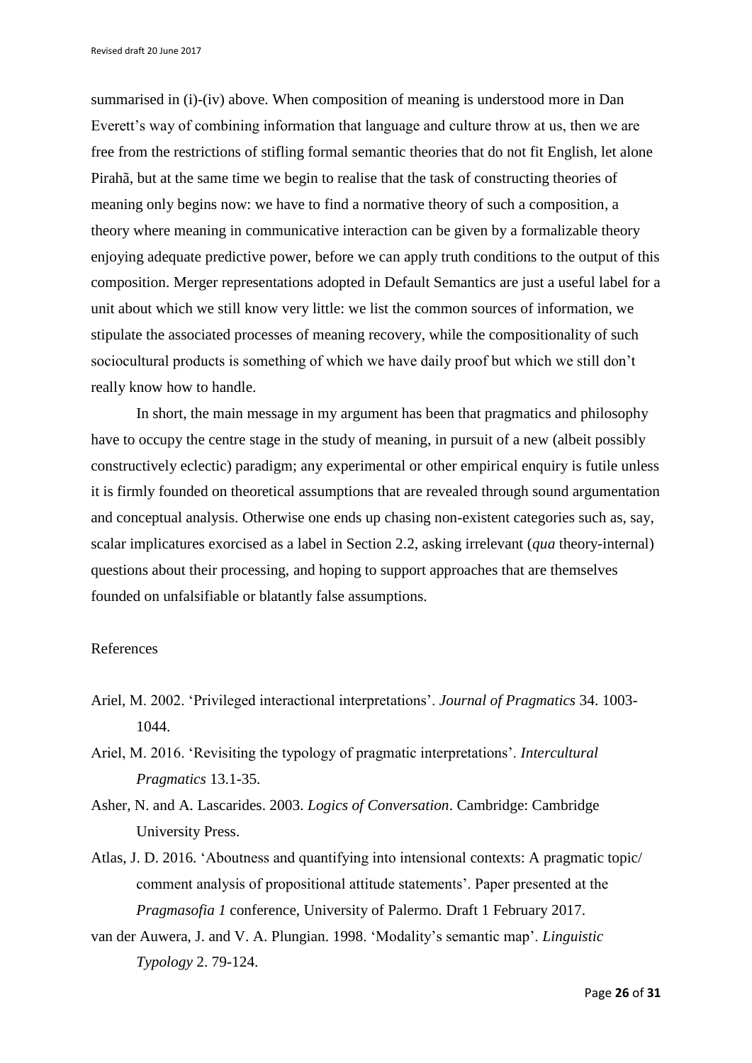summarised in (i)-(iv) above. When composition of meaning is understood more in Dan Everett's way of combining information that language and culture throw at us, then we are free from the restrictions of stifling formal semantic theories that do not fit English, let alone Pirahã, but at the same time we begin to realise that the task of constructing theories of meaning only begins now: we have to find a normative theory of such a composition, a theory where meaning in communicative interaction can be given by a formalizable theory enjoying adequate predictive power, before we can apply truth conditions to the output of this composition. Merger representations adopted in Default Semantics are just a useful label for a unit about which we still know very little: we list the common sources of information, we stipulate the associated processes of meaning recovery, while the compositionality of such sociocultural products is something of which we have daily proof but which we still don't really know how to handle.

In short, the main message in my argument has been that pragmatics and philosophy have to occupy the centre stage in the study of meaning, in pursuit of a new (albeit possibly constructively eclectic) paradigm; any experimental or other empirical enquiry is futile unless it is firmly founded on theoretical assumptions that are revealed through sound argumentation and conceptual analysis. Otherwise one ends up chasing non-existent categories such as, say, scalar implicatures exorcised as a label in Section 2.2, asking irrelevant (*qua* theory-internal) questions about their processing, and hoping to support approaches that are themselves founded on unfalsifiable or blatantly false assumptions.

References

Ariel, M. 2002. 'Privileged interactional interpretations'. *Journal of Pragmatics* 34. 1003-1044.

Ariel, M. 2016. 'Revisiting the typology of pragmatic interpretations'. *Intercultural Pragmatics* 13.1-35.

Asher, N. and A. Lascarides. 2003. *Logics of Conversation*. Cambridge: Cambridge University Press.

Atlas, J. D. 2016. 'Aboutness and quantifying into intensional contexts: A pragmatic topic/ comment analysis of propositional attitude statements'. Paper presented at the *Pragmasofia 1* conference, University of Palermo. Draft 1 February 2017.

van der Auwera, J. and V. A. Plungian. 1998. 'Modality's semantic map'. *Linguistic Typology* 2. 79-124.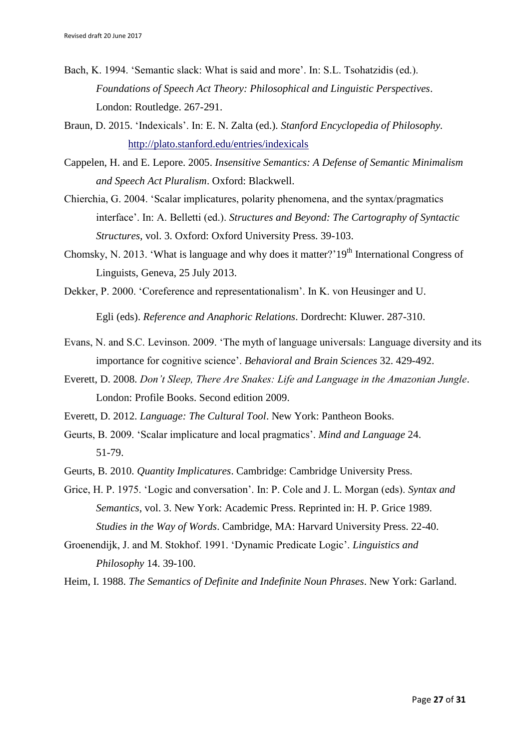Bach, K. 1994. 'Semantic slack: What is said and more'. In: S.L. Tsohatzidis (ed.). *Foundations of Speech Act Theory: Philosophical and Linguistic Perspectives*. London: Routledge. 267-291.

Braun, D. 2015. 'Indexicals'. In: E. N. Zalta (ed.). *Stanford Encyclopedia of Philosophy*. http://plato.stanford.edu/entries/indexicals

Cappelen, H. and E. Lepore. 2005. *Insensitive Semantics: A Defense of Semantic Minimalism and Speech Act Pluralism*. Oxford: Blackwell.

Chierchia, G. 2004. 'Scalar implicatures, polarity phenomena, and the syntax/pragmatics interface'. In: A. Belletti (ed.). *Structures and Beyond: The Cartography of Syntactic Structures*, vol. 3. Oxford: Oxford University Press. 39-103.

Chomsky, N. 2013. 'What is language and why does it matter?' 19th International Congress of Linguists, Geneva, 25 July 2013.

Dekker, P. 2000. 'Coreference and representationalism'. In K. von Heusinger and U. Egli (eds). *Reference and Anaphoric Relations*. Dordrecht: Kluwer. 287-310.

Evans, N. and S.C. Levinson. 2009. 'The myth of language universals: Language diversity and its importance for cognitive science'. *Behavioral and Brain Sciences* 32. 429-492.

Everett, D. 2008. *Don't Sleep, There Are Snakes: Life and Language in the Amazonian Jungle*. London: Profile Books. Second edition 2009.

Everett, D. 2012. *Language: The Cultural Tool*. New York: Pantheon Books.

Geurts, B. 2009. 'Scalar implicature and local pragmatics'. *Mind and Language* 24. 51-79.

Geurts, B. 2010. *Quantity Implicatures*. Cambridge: Cambridge University Press.

Grice, H. P. 1975. 'Logic and conversation'. In: P. Cole and J. L. Morgan (eds). *Syntax and Semantics*, vol. 3. New York: Academic Press. Reprinted in: H. P. Grice 1989. *Studies in the Way of Words*. Cambridge, MA: Harvard University Press. 22-40.

Groenendijk, J. and M. Stokhof. 1991. 'Dynamic Predicate Logic'. *Linguistics and Philosophy* 14. 39-100.

Heim, I. 1988. *The Semantics of Definite and Indefinite Noun Phrases*. New York: Garland.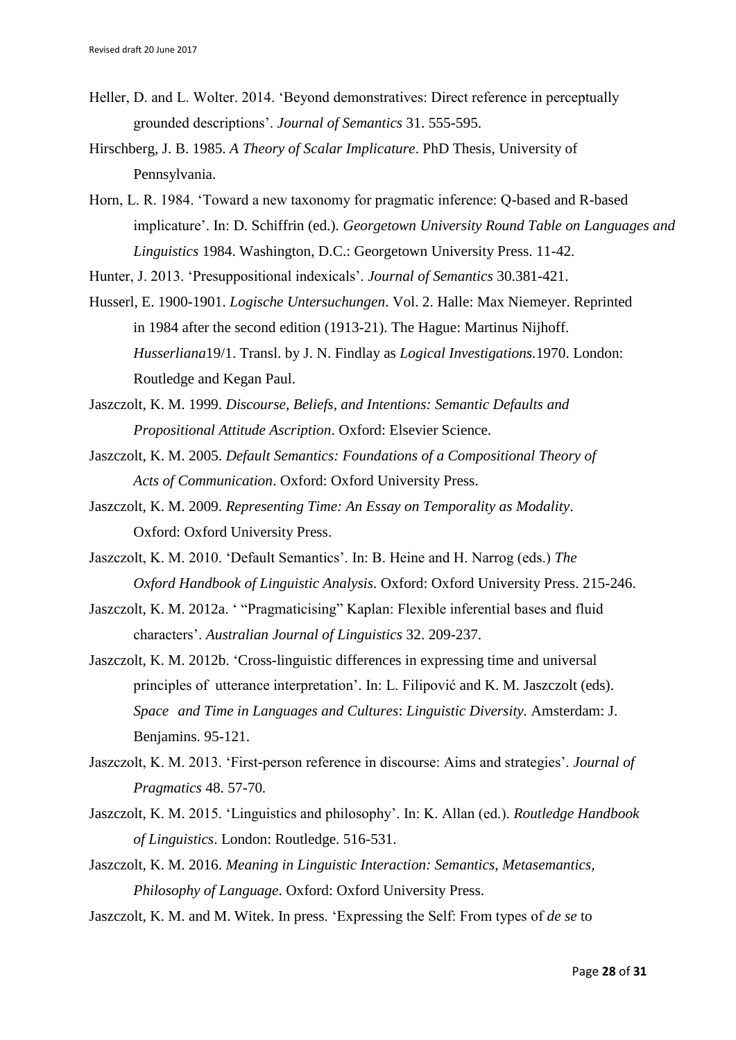Heller, D. and L. Wolter. 2014. 'Beyond demonstratives: Direct reference in perceptually grounded descriptions'. *Journal of Semantics* 31. 555-595.

Hirschberg, J. B. 1985. *A Theory of Scalar Implicature*. PhD Thesis, University of Pennsylvania.

Horn, L. R. 1984. 'Toward a new taxonomy for pragmatic inference: Q-based and R-based implicature'. In: D. Schiffrin (ed.). *Georgetown University Round Table on Languages and Linguistics* 1984. Washington, D.C.: Georgetown University Press. 11-42.

Hunter, J. 2013. 'Presuppositional indexicals'. *Journal of Semantics* 30.381-421.

Husserl, E. 1900-1901. *Logische Untersuchungen*. Vol. 2. Halle: Max Niemeyer. Reprinted in 1984 after the second edition (1913-21). The Hague: Martinus Nijhoff. *Husserliana*19/1. Transl. by J. N. Findlay as *Logical Investigations.*1970. London: Routledge and Kegan Paul.

Jaszczolt, K. M. 1999. *Discourse, Beliefs, and Intentions: Semantic Defaults and Propositional Attitude Ascription*. Oxford: Elsevier Science.

Jaszczolt, K. M. 2005. *Default Semantics: Foundations of a Compositional Theory of Acts of Communication*. Oxford: Oxford University Press.

Jaszczolt, K. M. 2009. *Representing Time: An Essay on Temporality as Modality*. Oxford: Oxford University Press.

Jaszczolt, K. M. 2010. 'Default Semantics'. In: B. Heine and H. Narrog (eds.) *The Oxford Handbook of Linguistic Analysis*. Oxford: Oxford University Press. 215-246.

Jaszczolt, K. M. 2012a. ' "Pragmaticising" Kaplan: Flexible inferential bases and fluid characters'. *Australian Journal of Linguistics* 32. 209-237.

Jaszczolt, K. M. 2012b. 'Cross-linguistic differences in expressing time and universal principles of utterance interpretation'. In: L. Filipović and K. M. Jaszczolt (eds). *Space and Time in Languages and Cultures*: *Linguistic Diversity.* Amsterdam: J. Benjamins. 95-121.

Jaszczolt, K. M. 2013. 'First-person reference in discourse: Aims and strategies'. *Journal of Pragmatics* 48. 57-70.

Jaszczolt, K. M. 2015. 'Linguistics and philosophy'. In: K. Allan (ed.). *Routledge Handbook of Linguistics*. London: Routledge. 516-531.

Jaszczolt, K. M. 2016. *Meaning in Linguistic Interaction: Semantics, Metasemantics, Philosophy of Language*. Oxford: Oxford University Press.

Jaszczolt, K. M. and M. Witek. In press. 'Expressing the Self: From types of *de se* to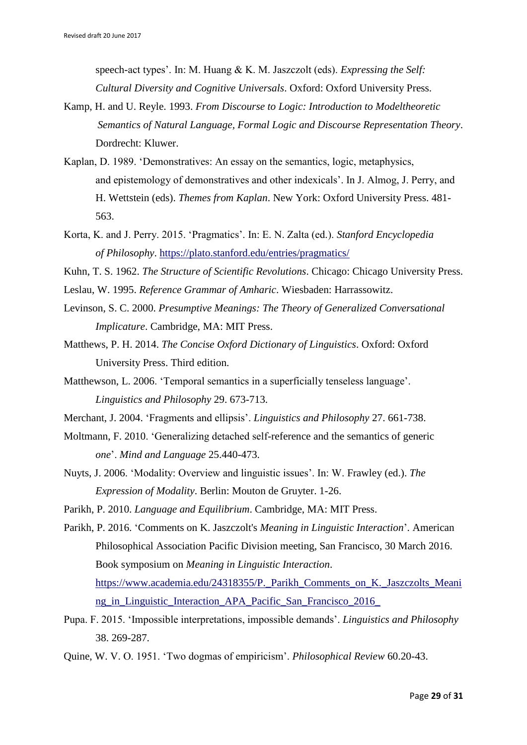speech-act types'. In: M. Huang & K. M. Jaszczolt (eds). *Expressing the Self: Cultural Diversity and Cognitive Universals*. Oxford: Oxford University Press.

Kamp, H. and U. Reyle. 1993. *From Discourse to Logic: Introduction to Modeltheoretic Semantics of Natural Language, Formal Logic and Discourse Representation Theory*. Dordrecht: Kluwer.

Kaplan, D. 1989. 'Demonstratives: An essay on the semantics, logic, metaphysics, and epistemology of demonstratives and other indexicals'. In J. Almog, J. Perry, and H. Wettstein (eds). *Themes from Kaplan*. New York: Oxford University Press. 481-563.

Korta, K. and J. Perry. 2015. 'Pragmatics'. In: E. N. Zalta (ed.). *Stanford Encyclopedia of Philosophy*. https://plato.stanford.edu/entries/pragmatics/

Kuhn, T. S. 1962. *The Structure of Scientific Revolutions*. Chicago: Chicago University Press.

Leslau, W. 1995. *Reference Grammar of Amharic*. Wiesbaden: Harrassowitz.

Levinson, S. C. 2000. *Presumptive Meanings: The Theory of Generalized Conversational Implicature*. Cambridge, MA: MIT Press.

Matthews, P. H. 2014. *The Concise Oxford Dictionary of Linguistics*. Oxford: Oxford University Press. Third edition.

Matthewson, L. 2006. 'Temporal semantics in a superficially tenseless language'. *Linguistics and Philosophy* 29. 673-713.

Merchant, J. 2004. 'Fragments and ellipsis'. *Linguistics and Philosophy* 27. 661-738.

Moltmann, F. 2010. 'Generalizing detached self-reference and the semantics of generic *one*'. *Mind and Language* 25.440-473.

Nuyts, J. 2006. 'Modality: Overview and linguistic issues'. In: W. Frawley (ed.). *The Expression of Modality*. Berlin: Mouton de Gruyter. 1-26.

Parikh, P. 2010. *Language and Equilibrium*. Cambridge, MA: MIT Press.

Parikh, P. 2016. 'Comments on K. Jaszczolt's *Meaning in Linguistic Interaction*'. American Philosophical Association Pacific Division meeting, San Francisco, 30 March 2016. Book symposium on *Meaning in Linguistic Interaction*. https://www.academia.edu/24318355/P._Parikh_Comments_on_K._Jaszczolts_Meaning_in_Linguistic_Interaction_APA_Pacific_San_Francisco_2016_

Pupa. F. 2015. 'Impossible interpretations, impossible demands'. *Linguistics and Philosophy* 38. 269-287.

Quine, W. V. O. 1951. 'Two dogmas of empiricism'. *Philosophical Review* 60.20-43.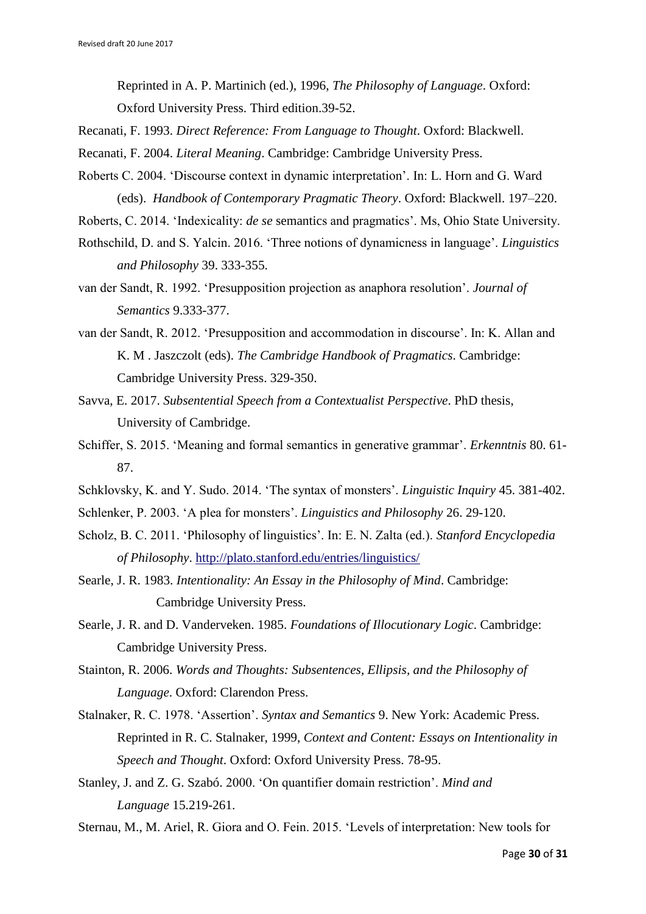Reprinted in A. P. Martinich (ed.), 1996, *The Philosophy of Language*. Oxford: Oxford University Press. Third edition.39-52.

Recanati, F. 1993. *Direct Reference: From Language to Thought*. Oxford: Blackwell.

Recanati, F. 2004. *Literal Meaning*. Cambridge: Cambridge University Press.

Roberts C. 2004. 'Discourse context in dynamic interpretation'. In: L. Horn and G. Ward (eds). *Handbook of Contemporary Pragmatic Theory*. Oxford: Blackwell. 197–220.

Roberts, C. 2014. 'Indexicality: *de se* semantics and pragmatics'. Ms, Ohio State University.

Rothschild, D. and S. Yalcin. 2016. 'Three notions of dynamicness in language'. *Linguistics and Philosophy* 39. 333-355.

van der Sandt, R. 1992. 'Presupposition projection as anaphora resolution'. *Journal of Semantics* 9.333-377.

van der Sandt, R. 2012. 'Presupposition and accommodation in discourse'. In: K. Allan and K. M . Jaszczolt (eds). *The Cambridge Handbook of Pragmatics*. Cambridge: Cambridge University Press. 329-350.

Savva, E. 2017. *Subsentential Speech from a Contextualist Perspective*. PhD thesis, University of Cambridge.

Schiffer, S. 2015. 'Meaning and formal semantics in generative grammar'. *Erkenntnis* 80. 61-87.

Schklovsky, K. and Y. Sudo. 2014. 'The syntax of monsters'. *Linguistic Inquiry* 45. 381-402.

Schlenker, P. 2003. 'A plea for monsters'. *Linguistics and Philosophy* 26. 29-120.

Scholz, B. C. 2011. 'Philosophy of linguistics'. In: E. N. Zalta (ed.). *Stanford Encyclopedia of Philosophy*. http://plato.stanford.edu/entries/linguistics/

Searle, J. R. 1983. *Intentionality: An Essay in the Philosophy of Mind*. Cambridge: Cambridge University Press.

Searle, J. R. and D. Vanderveken. 1985. *Foundations of Illocutionary Logic*. Cambridge: Cambridge University Press.

Stainton, R. 2006. *Words and Thoughts: Subsentences, Ellipsis, and the Philosophy of Language*. Oxford: Clarendon Press.

Stalnaker, R. C. 1978. 'Assertion'. *Syntax and Semantics* 9. New York: Academic Press. Reprinted in R. C. Stalnaker, 1999, *Context and Content: Essays on Intentionality in Speech and Thought*. Oxford: Oxford University Press. 78-95.

Stanley, J. and Z. G. Szabó. 2000. 'On quantifier domain restriction'. *Mind and Language* 15.219-261.

Sternau, M., M. Ariel, R. Giora and O. Fein. 2015. 'Levels of interpretation: New tools for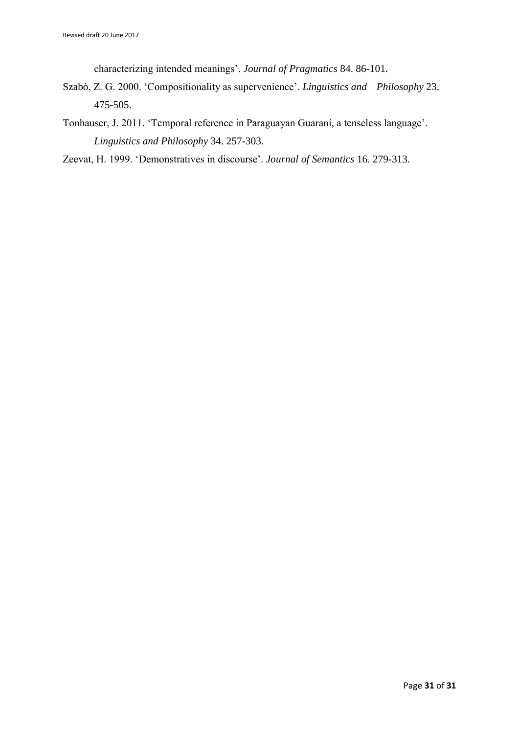characterizing intended meanings'. *Journal of Pragmatics* 84. 86-101.

Szabò, Z. G. 2000. 'Compositionality as supervenience'. *Linguistics and Philosophy* 23. 475-505.

Tonhauser, J. 2011. 'Temporal reference in Paraguayan Guaraní, a tenseless language'. *Linguistics and Philosophy* 34. 257-303.

Zeevat, H. 1999. 'Demonstratives in discourse'. *Journal of Semantics* 16. 279-313.